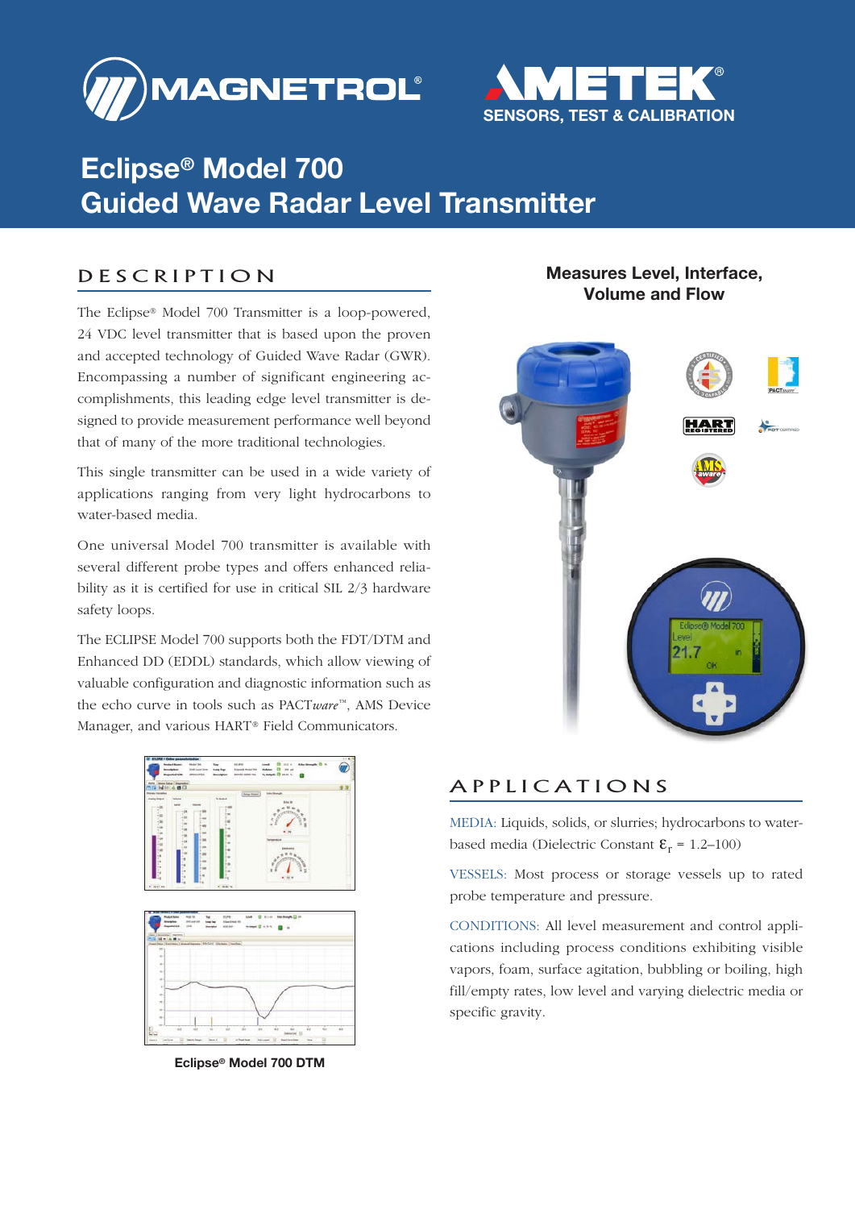# Eclipse® Model 700
# Guided Wave Radar Level Transmitter

## DESCRIPTION

The Eclipse® Model 700 Transmitter is a loop-powered, 24 VDC level transmitter that is based upon the proven and accepted technology of Guided Wave Radar (GWR). Encompassing a number of significant engineering accomplishments, this leading edge level transmitter is designed to provide measurement performance well beyond that of many of the more traditional technologies.

This single transmitter can be used in a wide variety of applications ranging from very light hydrocarbons to water-based media.

One universal Model 700 transmitter is available with several different probe types and offers enhanced reliability as it is certified for use in critical SIL 2/3 hardware safety loops.

The ECLIPSE Model 700 supports both the FDT/DTM and Enhanced DD (EDDL) standards, which allow viewing of valuable configuration and diagnostic information such as the echo curve in tools such as PACT*ware*™, AMS Device Manager, and various HART® Field Communicators.

**Eclipse® Model 700 DTM**

**Measures Level, Interface, Volume and Flow**

## APPLICATIONS

MEDIA: Liquids, solids, or slurries; hydrocarbons to water-based media (Dielectric Constant $\varepsilon_r$ = 1.2–100)

VESSELS: Most process or storage vessels up to rated probe temperature and pressure.

CONDITIONS: All level measurement and control applications including process conditions exhibiting visible vapors, foam, surface agitation, bubbling or boiling, high fill/empty rates, low level and varying dielectric media or specific gravity.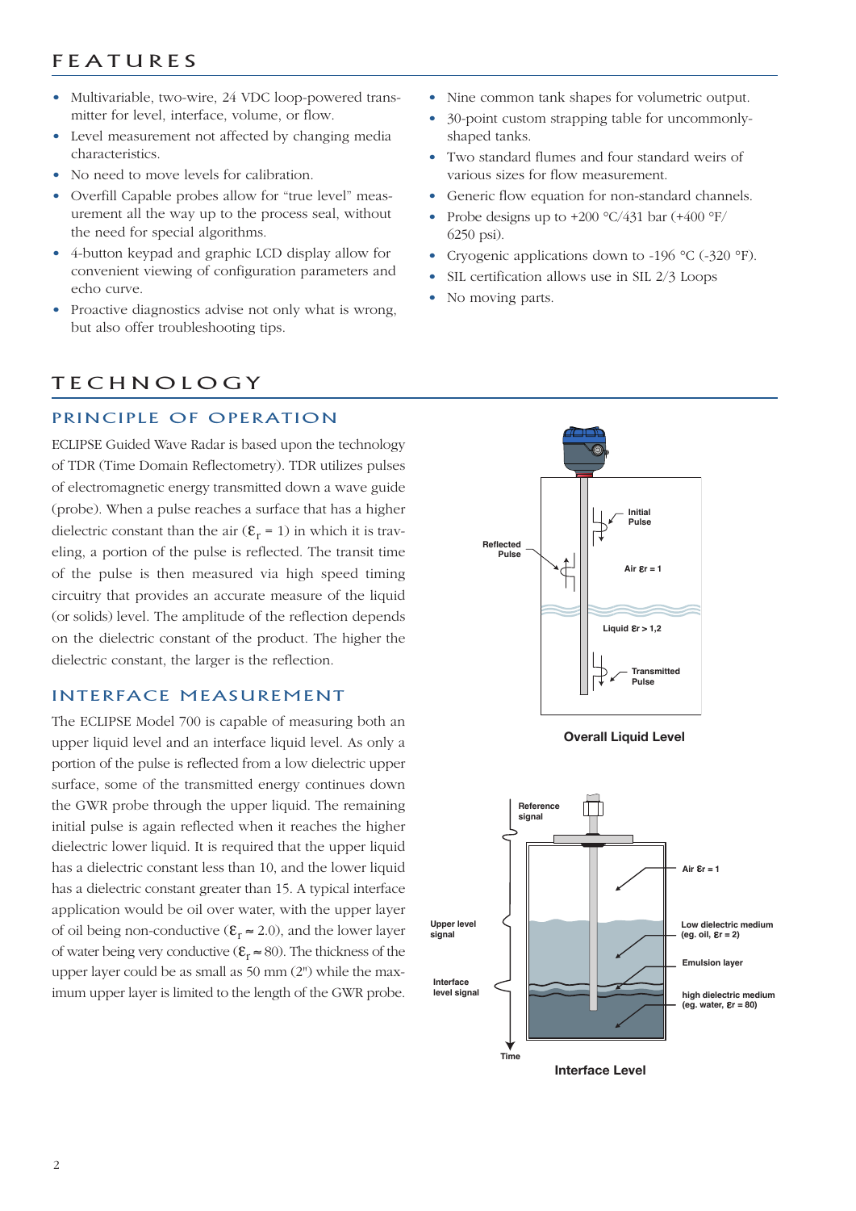# FEATURES

- Multivariable, two-wire, 24 VDC loop-powered transmitter for level, interface, volume, or flow.
- Level measurement not affected by changing media characteristics.
- No need to move levels for calibration.
- Overfill Capable probes allow for "true level" measurement all the way up to the process seal, without the need for special algorithms.
- 4-button keypad and graphic LCD display allow for convenient viewing of configuration parameters and echo curve.
- Proactive diagnostics advise not only what is wrong, but also offer troubleshooting tips.
- Nine common tank shapes for volumetric output.
- 30-point custom strapping table for uncommonly-shaped tanks.
- Two standard flumes and four standard weirs of various sizes for flow measurement.
- Generic flow equation for non-standard channels.
- Probe designs up to +200 °C/431 bar (+400 °F/ 6250 psi).
- Cryogenic applications down to -196 °C (-320 °F).
- SIL certification allows use in SIL 2/3 Loops
- No moving parts.

# TECHNOLOGY

## PRINCIPLE OF OPERATION

ECLIPSE Guided Wave Radar is based upon the technology of TDR (Time Domain Reflectometry). TDR utilizes pulses of electromagnetic energy transmitted down a wave guide (probe). When a pulse reaches a surface that has a higher dielectric constant than the air ($\varepsilon_r$ = 1) in which it is traveling, a portion of the pulse is reflected. The transit time of the pulse is then measured via high speed timing circuitry that provides an accurate measure of the liquid (or solids) level. The amplitude of the reflection depends on the dielectric constant of the product. The higher the dielectric constant, the larger is the reflection.

## INTERFACE MEASUREMENT

The ECLIPSE Model 700 is capable of measuring both an upper liquid level and an interface liquid level. As only a portion of the pulse is reflected from a low dielectric upper surface, some of the transmitted energy continues down the GWR probe through the upper liquid. The remaining initial pulse is again reflected when it reaches the higher dielectric lower liquid. It is required that the upper liquid has a dielectric constant less than 10, and the lower liquid has a dielectric constant greater than 15. A typical interface application would be oil over water, with the upper layer of oil being non-conductive ($\varepsilon_r \approx$ 2.0), and the lower layer of water being very conductive ($\varepsilon_r \approx$ 80). The thickness of the upper layer could be as small as 50 mm (2") while the maximum upper layer is limited to the length of the GWR probe.

Initial Pulse
Reflected Pulse
Air $\varepsilon_r$ = 1
Liquid $\varepsilon_r$ > 1,2
Transmitted Pulse

**Overall Liquid Level**

Reference signal
Air $\varepsilon_r$ = 1
Upper level signal
Low dielectric medium (eg. oil, $\varepsilon_r$ = 2)
Emulsion layer
Interface level signal
high dielectric medium (eg. water, $\varepsilon_r$ = 80)
Time

**Interface Level**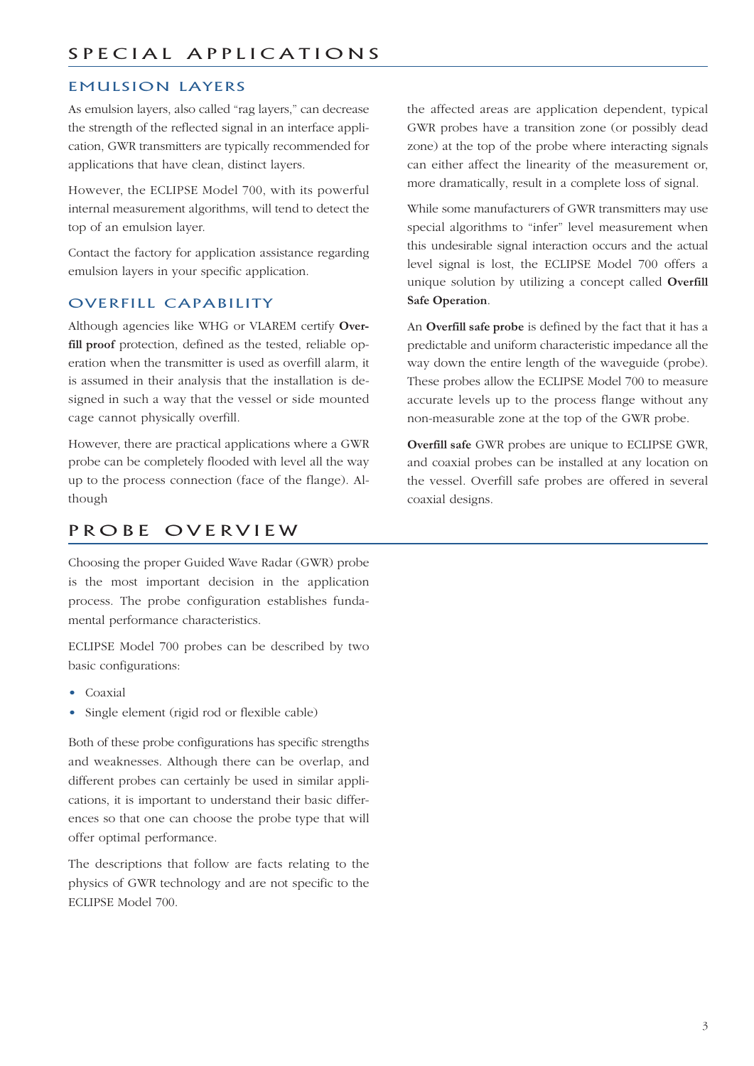# SPECIAL APPLICATIONS

## EMULSION LAYERS

As emulsion layers, also called "rag layers," can decrease the strength of the reflected signal in an interface application, GWR transmitters are typically recommended for applications that have clean, distinct layers.

However, the ECLIPSE Model 700, with its powerful internal measurement algorithms, will tend to detect the top of an emulsion layer.

Contact the factory for application assistance regarding emulsion layers in your specific application.

## OVERFILL CAPABILITY

Although agencies like WHG or VLAREM certify **Overfill proof** protection, defined as the tested, reliable operation when the transmitter is used as overfill alarm, it is assumed in their analysis that the installation is designed in such a way that the vessel or side mounted cage cannot physically overfill.

However, there are practical applications where a GWR probe can be completely flooded with level all the way up to the process connection (face of the flange). Although the affected areas are application dependent, typical GWR probes have a transition zone (or possibly dead zone) at the top of the probe where interacting signals can either affect the linearity of the measurement or, more dramatically, result in a complete loss of signal.

While some manufacturers of GWR transmitters may use special algorithms to "infer" level measurement when this undesirable signal interaction occurs and the actual level signal is lost, the ECLIPSE Model 700 offers a unique solution by utilizing a concept called **Overfill Safe Operation**.

An **Overfill safe probe** is defined by the fact that it has a predictable and uniform characteristic impedance all the way down the entire length of the waveguide (probe). These probes allow the ECLIPSE Model 700 to measure accurate levels up to the process flange without any non-measurable zone at the top of the GWR probe.

**Overfill safe** GWR probes are unique to ECLIPSE GWR, and coaxial probes can be installed at any location on the vessel. Overfill safe probes are offered in several coaxial designs.

# PROBE OVERVIEW

Choosing the proper Guided Wave Radar (GWR) probe is the most important decision in the application process. The probe configuration establishes fundamental performance characteristics.

ECLIPSE Model 700 probes can be described by two basic configurations:

- Coaxial
- Single element (rigid rod or flexible cable)

Both of these probe configurations has specific strengths and weaknesses. Although there can be overlap, and different probes can certainly be used in similar applications, it is important to understand their basic differences so that one can choose the probe type that will offer optimal performance.

The descriptions that follow are facts relating to the physics of GWR technology and are not specific to the ECLIPSE Model 700.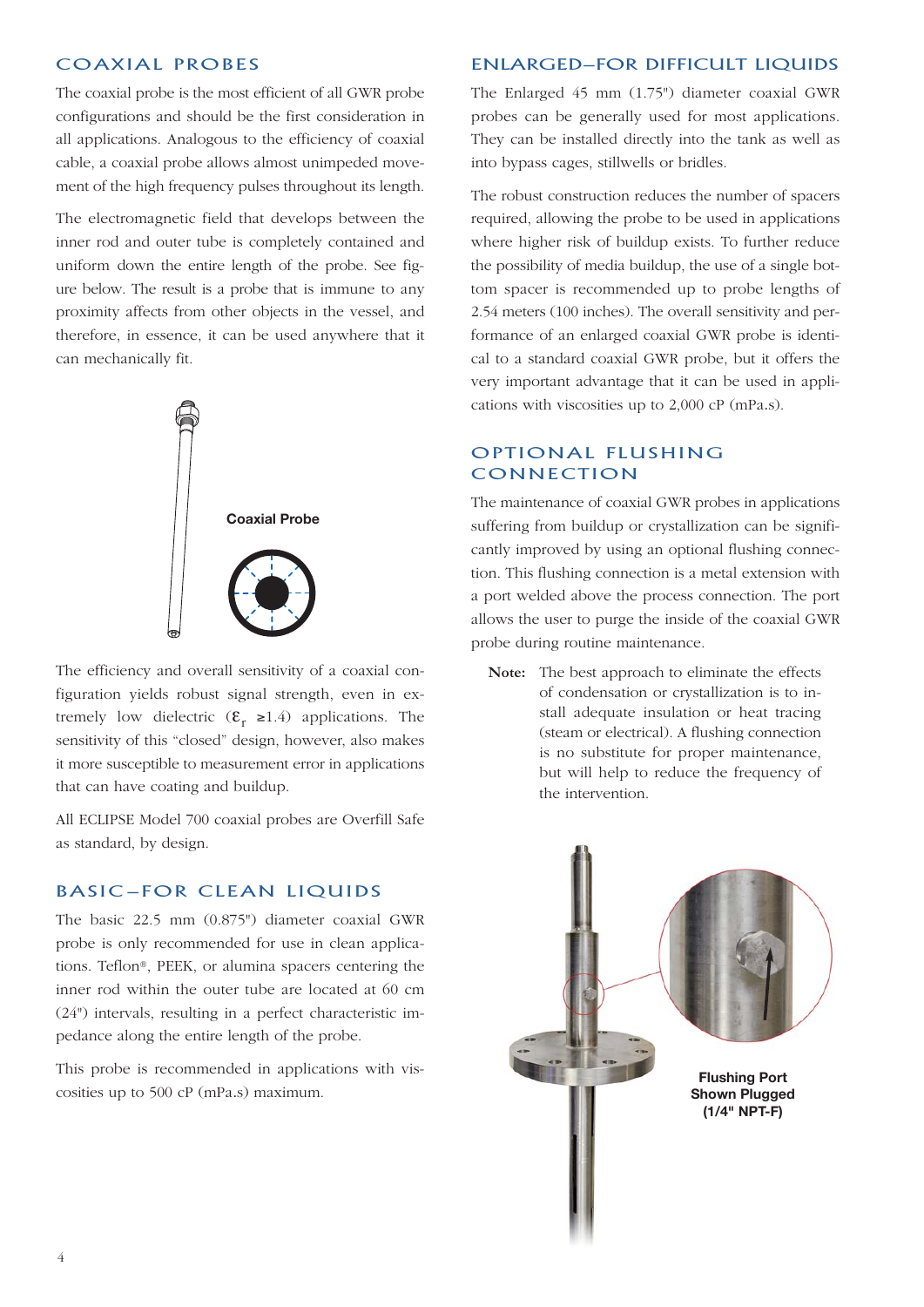## COAXIAL PROBES

The coaxial probe is the most efficient of all GWR probe configurations and should be the first consideration in all applications. Analogous to the efficiency of coaxial cable, a coaxial probe allows almost unimpeded movement of the high frequency pulses throughout its length.

The electromagnetic field that develops between the inner rod and outer tube is completely contained and uniform down the entire length of the probe. See figure below. The result is a probe that is immune to any proximity affects from other objects in the vessel, and therefore, in essence, it can be used anywhere that it can mechanically fit.

**Coaxial Probe**

The efficiency and overall sensitivity of a coaxial configuration yields robust signal strength, even in extremely low dielectric ($\varepsilon_r \geq 1.4$) applications. The sensitivity of this "closed" design, however, also makes it more susceptible to measurement error in applications that can have coating and buildup.

All ECLIPSE Model 700 coaxial probes are Overfill Safe as standard, by design.

## BASIC–FOR CLEAN LIQUIDS

The basic 22.5 mm (0.875") diameter coaxial GWR probe is only recommended for use in clean applications. Teflon®, PEEK, or alumina spacers centering the inner rod within the outer tube are located at 60 cm (24") intervals, resulting in a perfect characteristic impedance along the entire length of the probe.

This probe is recommended in applications with viscosities up to 500 cP (mPa.s) maximum.

## ENLARGED–FOR DIFFICULT LIQUIDS

The Enlarged 45 mm (1.75") diameter coaxial GWR probes can be generally used for most applications. They can be installed directly into the tank as well as into bypass cages, stillwells or bridles.

The robust construction reduces the number of spacers required, allowing the probe to be used in applications where higher risk of buildup exists. To further reduce the possibility of media buildup, the use of a single bottom spacer is recommended up to probe lengths of 2.54 meters (100 inches). The overall sensitivity and performance of an enlarged coaxial GWR probe is identical to a standard coaxial GWR probe, but it offers the very important advantage that it can be used in applications with viscosities up to 2,000 cP (mPa.s).

## OPTIONAL FLUSHING CONNECTION

The maintenance of coaxial GWR probes in applications suffering from buildup or crystallization can be significantly improved by using an optional flushing connection. This flushing connection is a metal extension with a port welded above the process connection. The port allows the user to purge the inside of the coaxial GWR probe during routine maintenance.

**Note:** The best approach to eliminate the effects of condensation or crystallization is to install adequate insulation or heat tracing (steam or electrical). A flushing connection is no substitute for proper maintenance, but will help to reduce the frequency of the intervention.

**Flushing Port Shown Plugged (1/4" NPT-F)**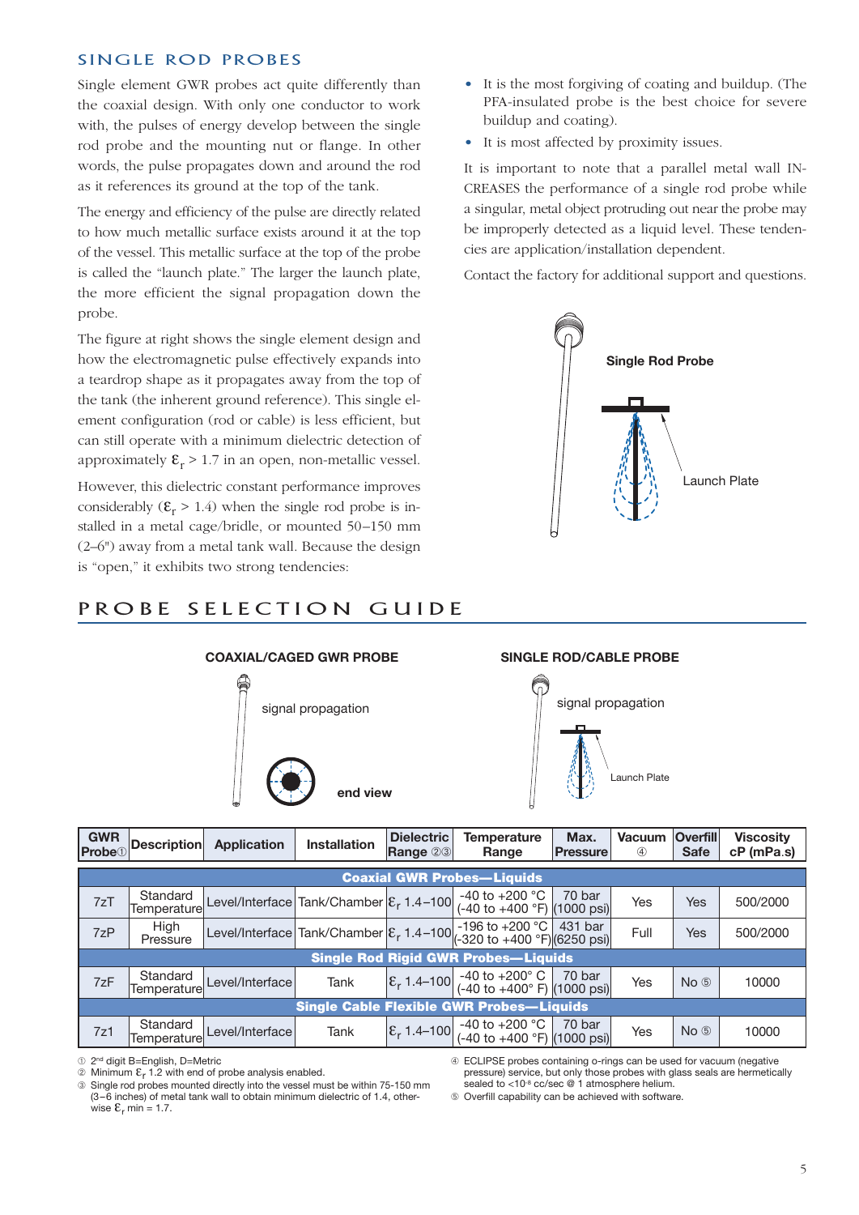## SINGLE ROD PROBES

Single element GWR probes act quite differently than the coaxial design. With only one conductor to work with, the pulses of energy develop between the single rod probe and the mounting nut or flange. In other words, the pulse propagates down and around the rod as it references its ground at the top of the tank.

The energy and efficiency of the pulse are directly related to how much metallic surface exists around it at the top of the vessel. This metallic surface at the top of the probe is called the "launch plate." The larger the launch plate, the more efficient the signal propagation down the probe.

The figure at right shows the single element design and how the electromagnetic pulse effectively expands into a teardrop shape as it propagates away from the top of the tank (the inherent ground reference). This single element configuration (rod or cable) is less efficient, but can still operate with a minimum dielectric detection of approximately $\varepsilon_r > 1.7$ in an open, non-metallic vessel.

However, this dielectric constant performance improves considerably ($\varepsilon_r > 1.4$) when the single rod probe is installed in a metal cage/bridle, or mounted 50–150 mm (2–6") away from a metal tank wall. Because the design is "open," it exhibits two strong tendencies:

- It is the most forgiving of coating and buildup. (The PFA-insulated probe is the best choice for severe buildup and coating).
- It is most affected by proximity issues.

It is important to note that a parallel metal wall INCREASES the performance of a single rod probe while a singular, metal object protruding out near the probe may be improperly detected as a liquid level. These tendencies are application/installation dependent.

Contact the factory for additional support and questions.

Single Rod Probe

Launch Plate

## PROBE SELECTION GUIDE

**COAXIAL/CAGED GWR PROBE**

signal propagation

end view

**SINGLE ROD/CABLE PROBE**

signal propagation

Launch Plate

| GWR Probe① | Description | Application | Installation | Dielectric Range ②③ | Temperature Range | Max. Pressure | Vacuum ④ | Overfill Safe | Viscosity cP (mPa.s) |
|---|---|---|---|---|---|---|---|---|---|
| **Coaxial GWR Probes—Liquids** | | | | | | | | | |
| 7zT | Standard Temperature | Level/Interface | Tank/Chamber | $\varepsilon_r$ 1.4–100 | -40 to +200 °C (-40 to +400 °F) | 70 bar (1000 psi) | Yes | Yes | 500/2000 |
| 7zP | High Pressure | Level/Interface | Tank/Chamber | $\varepsilon_r$ 1.4–100 | -196 to +200 °C (-320 to +400 °F) | 431 bar (6250 psi) | Full | Yes | 500/2000 |
| **Single Rod Rigid GWR Probes—Liquids** | | | | | | | | | |
| 7zF | Standard Temperature | Level/Interface | Tank | $\varepsilon_r$ 1.4–100 | -40 to +200° C (-40 to +400° F) | 70 bar (1000 psi) | Yes | No ⑤ | 10000 |
| **Single Cable Flexible GWR Probes—Liquids** | | | | | | | | | |
| 7z1 | Standard Temperature | Level/Interface | Tank | $\varepsilon_r$ 1.4–100 | -40 to +200 °C (-40 to +400 °F) | 70 bar (1000 psi) | Yes | No ⑤ | 10000 |

① 2nd digit B=English, D=Metric
② Minimum $\varepsilon_r$ 1.2 with end of probe analysis enabled.
③ Single rod probes mounted directly into the vessel must be within 75-150 mm (3–6 inches) of metal tank wall to obtain minimum dielectric of 1.4, otherwise $\varepsilon_r$ min = 1.7.
④ ECLIPSE probes containing o-rings can be used for vacuum (negative pressure) service, but only those probes with glass seals are hermetically sealed to <10⁻⁸ cc/sec @ 1 atmosphere helium.
⑤ Overfill capability can be achieved with software.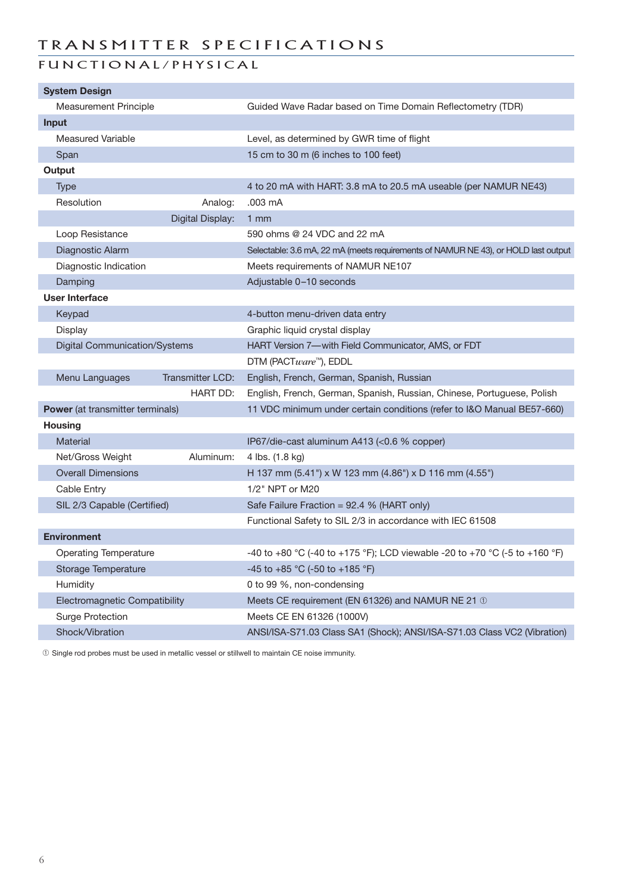# TRANSMITTER SPECIFICATIONS

## FUNCTIONAL/PHYSICAL

| | | |
|---|---|---|
| **System Design** | | |
| Measurement Principle | | Guided Wave Radar based on Time Domain Reflectometry (TDR) |
| **Input** | | |
| Measured Variable | | Level, as determined by GWR time of flight |
| Span | | 15 cm to 30 m (6 inches to 100 feet) |
| **Output** | | |
| Type | | 4 to 20 mA with HART: 3.8 mA to 20.5 mA useable (per NAMUR NE43) |
| Resolution | Analog: | .003 mA |
| | Digital Display: | 1 mm |
| Loop Resistance | | 590 ohms @ 24 VDC and 22 mA |
| Diagnostic Alarm | | Selectable: 3.6 mA, 22 mA (meets requirements of NAMUR NE 43), or HOLD last output |
| Diagnostic Indication | | Meets requirements of NAMUR NE107 |
| Damping | | Adjustable 0–10 seconds |
| **User Interface** | | |
| Keypad | | 4-button menu-driven data entry |
| Display | | Graphic liquid crystal display |
| Digital Communication/Systems | | HART Version 7—with Field Communicator, AMS, or FDT |
| | | DTM (PACT*ware*™), EDDL |
| Menu Languages | Transmitter LCD: | English, French, German, Spanish, Russian |
| | HART DD: | English, French, German, Spanish, Russian, Chinese, Portuguese, Polish |
| **Power** (at transmitter terminals) | | 11 VDC minimum under certain conditions (refer to I&O Manual BE57-660) |
| **Housing** | | |
| Material | | IP67/die-cast aluminum A413 (<0.6 % copper) |
| Net/Gross Weight | Aluminum: | 4 lbs. (1.8 kg) |
| Overall Dimensions | | H 137 mm (5.41") x W 123 mm (4.86") x D 116 mm (4.55") |
| Cable Entry | | 1/2" NPT or M20 |
| SIL 2/3 Capable (Certified) | | Safe Failure Fraction = 92.4 % (HART only) |
| | | Functional Safety to SIL 2/3 in accordance with IEC 61508 |
| **Environment** | | |
| Operating Temperature | | -40 to +80 °C (-40 to +175 °F); LCD viewable -20 to +70 °C (-5 to +160 °F) |
| Storage Temperature | | -45 to +85 °C (-50 to +185 °F) |
| Humidity | | 0 to 99 %, non-condensing |
| Electromagnetic Compatibility | | Meets CE requirement (EN 61326) and NAMUR NE 21 ① |
| Surge Protection | | Meets CE EN 61326 (1000V) |
| Shock/Vibration | | ANSI/ISA-S71.03 Class SA1 (Shock); ANSI/ISA-S71.03 Class VC2 (Vibration) |

① Single rod probes must be used in metallic vessel or stillwell to maintain CE noise immunity.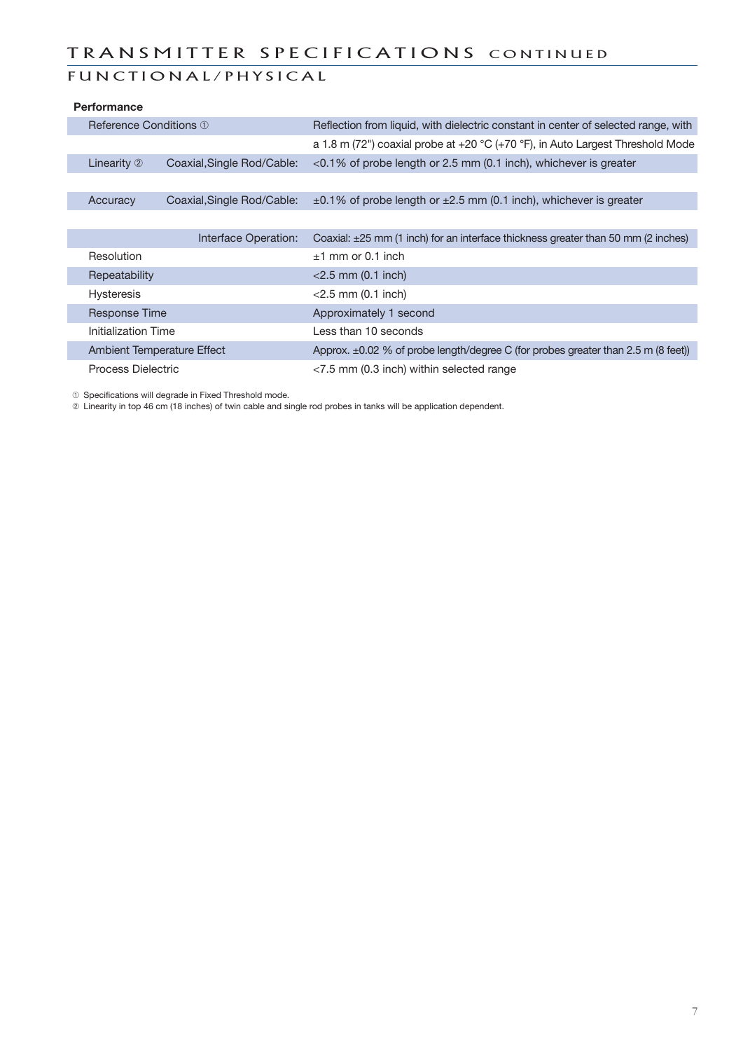# TRANSMITTER SPECIFICATIONS CONTINUED

## FUNCTIONAL/PHYSICAL

**Performance**

| | | |
|---|---|---|
| Reference Conditions ① | | Reflection from liquid, with dielectric constant in center of selected range, with a 1.8 m (72") coaxial probe at +20 °C (+70 °F), in Auto Largest Threshold Mode |
| Linearity ② | Coaxial,Single Rod/Cable: | <0.1% of probe length or 2.5 mm (0.1 inch), whichever is greater |
| Accuracy | Coaxial,Single Rod/Cable: | ±0.1% of probe length or ±2.5 mm (0.1 inch), whichever is greater |
| | Interface Operation: | Coaxial: ±25 mm (1 inch) for an interface thickness greater than 50 mm (2 inches) |
| Resolution | | ±1 mm or 0.1 inch |
| Repeatability | | <2.5 mm (0.1 inch) |
| Hysteresis | | <2.5 mm (0.1 inch) |
| Response Time | | Approximately 1 second |
| Initialization Time | | Less than 10 seconds |
| Ambient Temperature Effect | | Approx. ±0.02 % of probe length/degree C (for probes greater than 2.5 m (8 feet)) |
| Process Dielectric | | <7.5 mm (0.3 inch) within selected range |

① Specifications will degrade in Fixed Threshold mode.
② Linearity in top 46 cm (18 inches) of twin cable and single rod probes in tanks will be application dependent.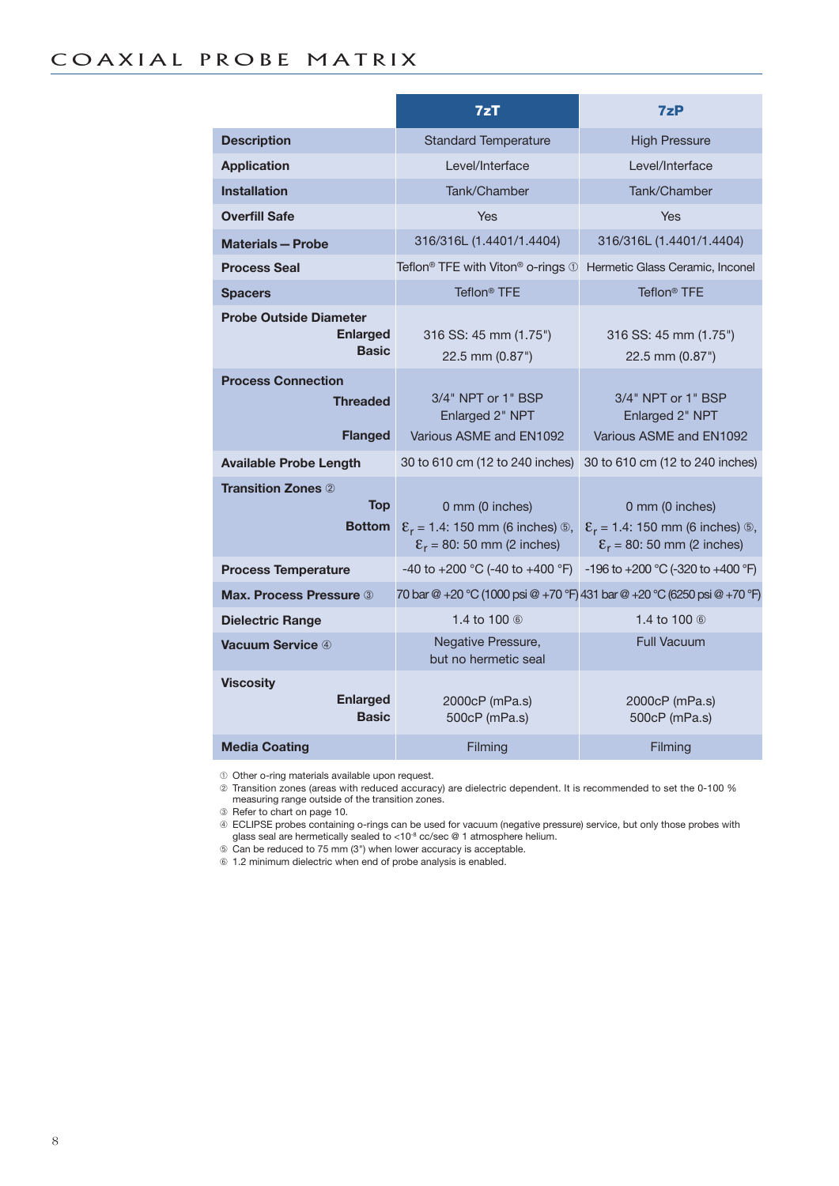# COAXIAL PROBE MATRIX

| | 7zT | 7zP |
|---|---|---|
| **Description** | Standard Temperature | High Pressure |
| **Application** | Level/Interface | Level/Interface |
| **Installation** | Tank/Chamber | Tank/Chamber |
| **Overfill Safe** | Yes | Yes |
| **Materials — Probe** | 316/316L (1.4401/1.4404) | 316/316L (1.4401/1.4404) |
| **Process Seal** | Teflon® TFE with Viton® o-rings ① | Hermetic Glass Ceramic, Inconel |
| **Spacers** | Teflon® TFE | Teflon® TFE |
| **Probe Outside Diameter** | | |
| **Enlarged** | 316 SS: 45 mm (1.75") | 316 SS: 45 mm (1.75") |
| **Basic** | 22.5 mm (0.87") | 22.5 mm (0.87") |
| **Process Connection** | | |
| **Threaded** | 3/4" NPT or 1" BSP<br>Enlarged 2" NPT | 3/4" NPT or 1" BSP<br>Enlarged 2" NPT |
| **Flanged** | Various ASME and EN1092 | Various ASME and EN1092 |
| **Available Probe Length** | 30 to 610 cm (12 to 240 inches) | 30 to 610 cm (12 to 240 inches) |
| **Transition Zones** ② | | |
| **Top** | 0 mm (0 inches) | 0 mm (0 inches) |
| **Bottom** | $\varepsilon_r$ = 1.4: 150 mm (6 inches) ⑤,<br>$\varepsilon_r$ = 80: 50 mm (2 inches) | $\varepsilon_r$ = 1.4: 150 mm (6 inches) ⑤,<br>$\varepsilon_r$ = 80: 50 mm (2 inches) |
| **Process Temperature** | -40 to +200 °C (-40 to +400 °F) | -196 to +200 °C (-320 to +400 °F) |
| **Max. Process Pressure** ③ | 70 bar @ +20 °C (1000 psi @ +70 °F) | 431 bar @ +20 °C (6250 psi @ +70 °F) |
| **Dielectric Range** | 1.4 to 100 ⑥ | 1.4 to 100 ⑥ |
| **Vacuum Service** ④ | Negative Pressure,<br>but no hermetic seal | Full Vacuum |
| **Viscosity** | | |
| **Enlarged** | 2000cP (mPa.s) | 2000cP (mPa.s) |
| **Basic** | 500cP (mPa.s) | 500cP (mPa.s) |
| **Media Coating** | Filming | Filming |

① Other o-ring materials available upon request.
② Transition zones (areas with reduced accuracy) are dielectric dependent. It is recommended to set the 0-100 % measuring range outside of the transition zones.
③ Refer to chart on page 10.
④ ECLIPSE probes containing o-rings can be used for vacuum (negative pressure) service, but only those probes with glass seal are hermetically sealed to <$10^{-8}$ cc/sec @ 1 atmosphere helium.
⑤ Can be reduced to 75 mm (3") when lower accuracy is acceptable.
⑥ 1.2 minimum dielectric when end of probe analysis is enabled.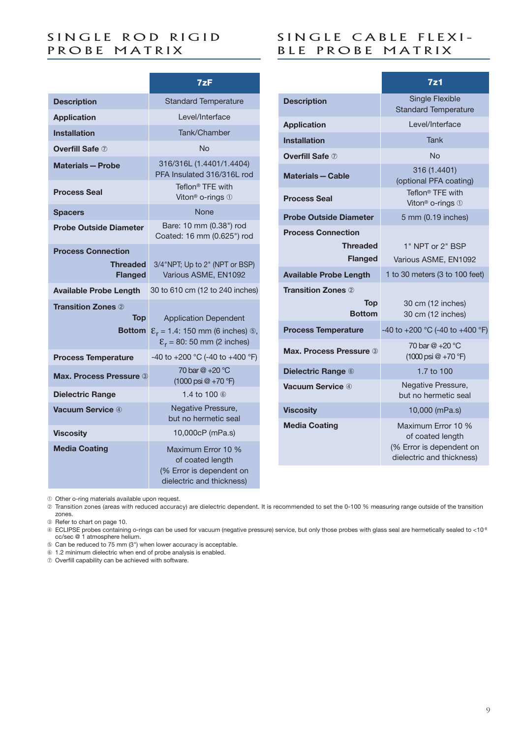## SINGLE ROD RIGID PROBE MATRIX

| | 7zF |
|---|---|
| **Description** | Standard Temperature |
| **Application** | Level/Interface |
| **Installation** | Tank/Chamber |
| **Overfill Safe** ⑦ | No |
| **Materials — Probe** | 316/316L (1.4401/1.4404) PFA Insulated 316/316L rod |
| **Process Seal** | Teflon® TFE with Viton® o-rings ① |
| **Spacers** | None |
| **Probe Outside Diameter** | Bare: 10 mm (0.38") rod Coated: 16 mm (0.625") rod |
| **Process Connection** | |
| **Threaded** | 3/4"NPT; Up to 2" (NPT or BSP) |
| **Flanged** | Various ASME, EN1092 |
| **Available Probe Length** | 30 to 610 cm (12 to 240 inches) |
| **Transition Zones** ② | |
| **Top** | Application Dependent |
| **Bottom** | $\varepsilon_r$ = 1.4: 150 mm (6 inches) ⑤, $\varepsilon_r$ = 80: 50 mm (2 inches) |
| **Process Temperature** | -40 to +200 °C (-40 to +400 °F) |
| **Max. Process Pressure** ③ | 70 bar @ +20 °C (1000 psi @ +70 °F) |
| **Dielectric Range** | 1.4 to 100 ⑥ |
| **Vacuum Service** ④ | Negative Pressure, but no hermetic seal |
| **Viscosity** | 10,000cP (mPa.s) |
| **Media Coating** | Maximum Error 10 % of coated length (% Error is dependent on dielectric and thickness) |

## SINGLE CABLE FLEXIBLE PROBE MATRIX

| | 7z1 |
|---|---|
| **Description** | Single Flexible Standard Temperature |
| **Application** | Level/Interface |
| **Installation** | Tank |
| **Overfill Safe** ⑦ | No |
| **Materials — Cable** | 316 (1.4401) (optional PFA coating) |
| **Process Seal** | Teflon® TFE with Viton® o-rings ① |
| **Probe Outside Diameter** | 5 mm (0.19 inches) |
| **Process Connection** | |
| **Threaded** | 1" NPT or 2" BSP |
| **Flanged** | Various ASME, EN1092 |
| **Available Probe Length** | 1 to 30 meters (3 to 100 feet) |
| **Transition Zones** ② | |
| **Top** | 30 cm (12 inches) |
| **Bottom** | 30 cm (12 inches) |
| **Process Temperature** | -40 to +200 °C (-40 to +400 °F) |
| **Max. Process Pressure** ③ | 70 bar @ +20 °C (1000 psi @ +70 °F) |
| **Dielectric Range** ⑥ | 1.7 to 100 |
| **Vacuum Service** ④ | Negative Pressure, but no hermetic seal |
| **Viscosity** | 10,000 (mPa.s) |
| **Media Coating** | Maximum Error 10 % of coated length (% Error is dependent on dielectric and thickness) |

① Other o-ring materials available upon request.
② Transition zones (areas with reduced accuracy) are dielectric dependent. It is recommended to set the 0-100 % measuring range outside of the transition zones.
③ Refer to chart on page 10.
④ ECLIPSE probes containing o-rings can be used for vacuum (negative pressure) service, but only those probes with glass seal are hermetically sealed to <$10^{-8}$ cc/sec @ 1 atmosphere helium.
⑤ Can be reduced to 75 mm (3") when lower accuracy is acceptable.
⑥ 1.2 minimum dielectric when end of probe analysis is enabled.
⑦ Overfill capability can be achieved with software.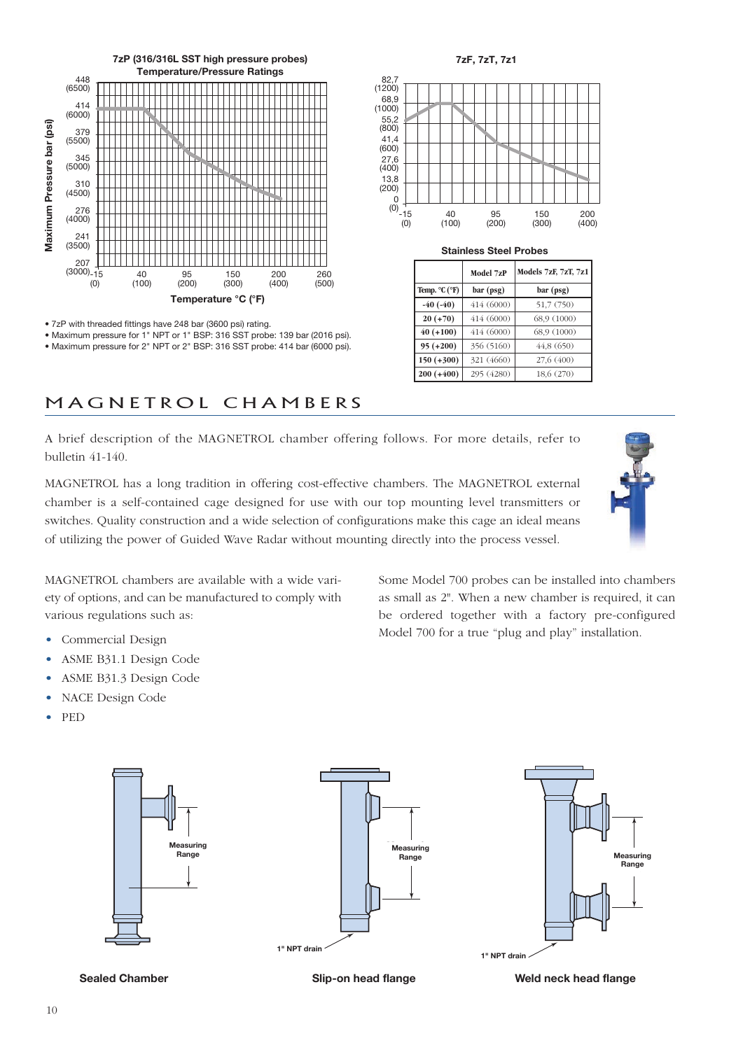**7zP (316/316L SST high pressure probes)**
**Temperature/Pressure Ratings**

- 7zP with threaded fittings have 248 bar (3600 psi) rating.
- Maximum pressure for 1" NPT or 1" BSP: 316 SST probe: 139 bar (2016 psi).
- Maximum pressure for 2" NPT or 2" BSP: 316 SST probe: 414 bar (6000 psi).

**7zF, 7zT, 7z1**

**Stainless Steel Probes**

| | Model 7zP | Models 7zF, 7zT, 7z1 |
|---|---|---|
| Temp. °C (°F) | bar (psg) | bar (psg) |
| -40 (-40) | 414 (6000) | 51,7 (750) |
| 20 (+70) | 414 (6000) | 68,9 (1000) |
| 40 (+100) | 414 (6000) | 68,9 (1000) |
| 95 (+200) | 356 (5160) | 44,8 (650) |
| 150 (+300) | 321 (4660) | 27,6 (400) |
| 200 (+400) | 295 (4280) | 18,6 (270) |

# MAGNETROL CHAMBERS

A brief description of the MAGNETROL chamber offering follows. For more details, refer to bulletin 41-140.

MAGNETROL has a long tradition in offering cost-effective chambers. The MAGNETROL external chamber is a self-contained cage designed for use with our top mounting level transmitters or switches. Quality construction and a wide selection of configurations make this cage an ideal means of utilizing the power of Guided Wave Radar without mounting directly into the process vessel.

MAGNETROL chambers are available with a wide variety of options, and can be manufactured to comply with various regulations such as:

- Commercial Design
- ASME B31.1 Design Code
- ASME B31.3 Design Code
- NACE Design Code
- PED

Some Model 700 probes can be installed into chambers as small as 2". When a new chamber is required, it can be ordered together with a factory pre-configured Model 700 for a true "plug and play" installation.

Sealed Chamber

Slip-on head flange

Weld neck head flange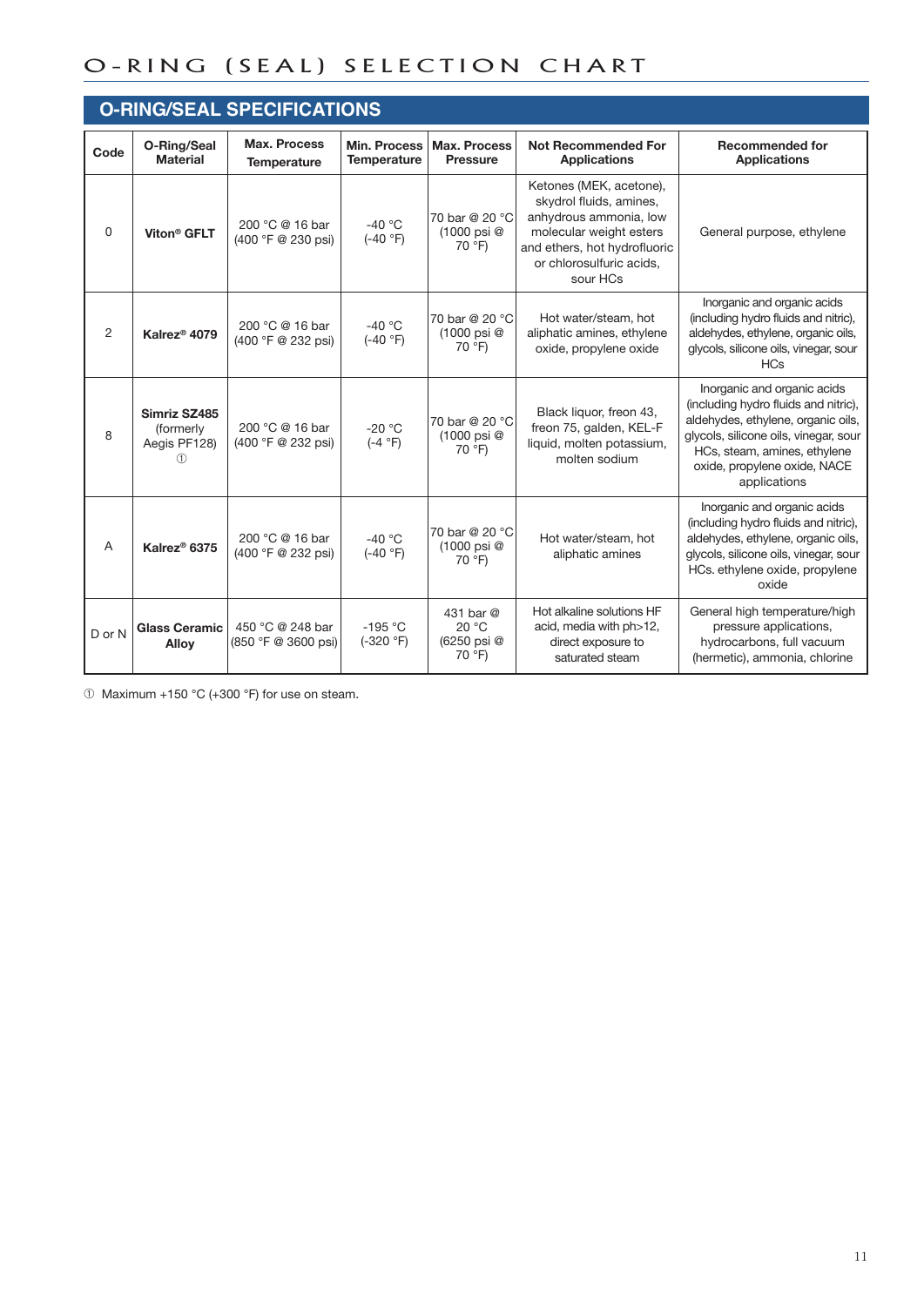# O-RING (SEAL) SELECTION CHART

## O-RING/SEAL SPECIFICATIONS

| Code | O-Ring/Seal Material | Max. Process Temperature | Min. Process Temperature | Max. Process Pressure | Not Recommended For Applications | Recommended for Applications |
|---|---|---|---|---|---|---|
| 0 | **Viton® GFLT** | 200 °C @ 16 bar (400 °F @ 230 psi) | -40 °C (-40 °F) | 70 bar @ 20 °C (1000 psi @ 70 °F) | Ketones (MEK, acetone), skydrol fluids, amines, anhydrous ammonia, low molecular weight esters and ethers, hot hydrofluoric or chlorosulfuric acids, sour HCs | General purpose, ethylene |
| 2 | **Kalrez® 4079** | 200 °C @ 16 bar (400 °F @ 232 psi) | -40 °C (-40 °F) | 70 bar @ 20 °C (1000 psi @ 70 °F) | Hot water/steam, hot aliphatic amines, ethylene oxide, propylene oxide | Inorganic and organic acids (including hydro fluids and nitric), aldehydes, ethylene, organic oils, glycols, silicone oils, vinegar, sour HCs |
| 8 | **Simriz SZ485** (formerly Aegis PF128) ① | 200 °C @ 16 bar (400 °F @ 232 psi) | -20 °C (-4 °F) | 70 bar @ 20 °C (1000 psi @ 70 °F) | Black liquor, freon 43, freon 75, galden, KEL-F liquid, molten potassium, molten sodium | Inorganic and organic acids (including hydro fluids and nitric), aldehydes, ethylene, organic oils, glycols, silicone oils, vinegar, sour HCs, steam, amines, ethylene oxide, propylene oxide, NACE applications |
| A | **Kalrez® 6375** | 200 °C @ 16 bar (400 °F @ 232 psi) | -40 °C (-40 °F) | 70 bar @ 20 °C (1000 psi @ 70 °F) | Hot water/steam, hot aliphatic amines | Inorganic and organic acids (including hydro fluids and nitric), aldehydes, ethylene, organic oils, glycols, silicone oils, vinegar, sour HCs. ethylene oxide, propylene oxide |
| D or N | **Glass Ceramic Alloy** | 450 °C @ 248 bar (850 °F @ 3600 psi) | -195 °C (-320 °F) | 431 bar @ 20 °C (6250 psi @ 70 °F) | Hot alkaline solutions HF acid, media with ph>12, direct exposure to saturated steam | General high temperature/high pressure applications, hydrocarbons, full vacuum (hermetic), ammonia, chlorine |

① Maximum +150 °C (+300 °F) for use on steam.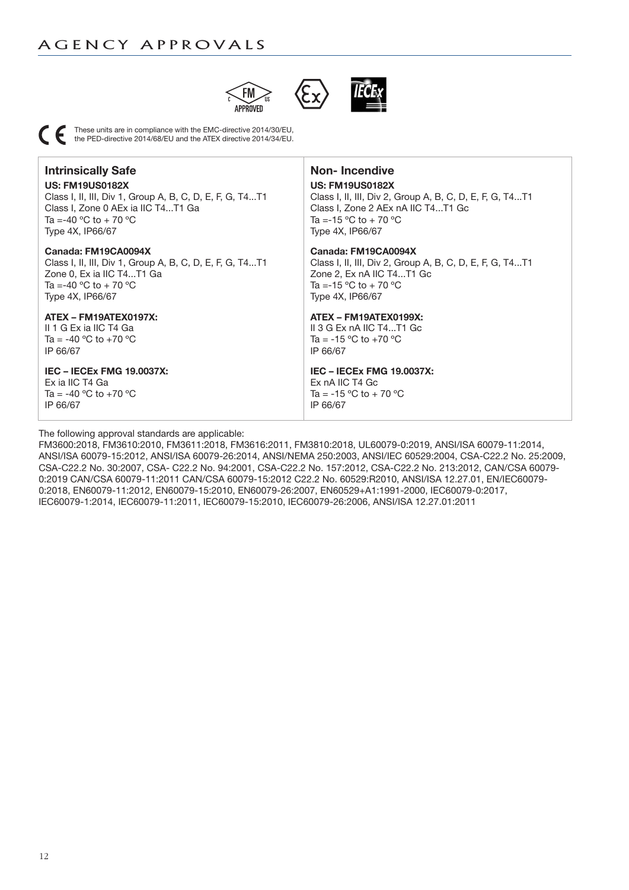# AGENCY APPROVALS

These units are in compliance with the EMC-directive 2014/30/EU, the PED-directive 2014/68/EU and the ATEX directive 2014/34/EU.

| Intrinsically Safe | Non- Incendive |
| --- | --- |
| **US: FM19US0182X**<br>Class I, II, III, Div 1, Group A, B, C, D, E, F, G, T4...T1<br>Class I, Zone 0 AEx ia IIC T4...T1 Ga<br>Ta =-40 ºC to + 70 ºC<br>Type 4X, IP66/67 | **US: FM19US0182X**<br>Class I, II, III, Div 2, Group A, B, C, D, E, F, G, T4...T1<br>Class I, Zone 2 AEx nA IIC T4...T1 Gc<br>Ta =-15 ºC to + 70 ºC<br>Type 4X, IP66/67 |
| **Canada: FM19CA0094X**<br>Class I, II, III, Div 1, Group A, B, C, D, E, F, G, T4...T1<br>Zone 0, Ex ia IIC T4...T1 Ga<br>Ta =-40 ºC to + 70 ºC<br>Type 4X, IP66/67 | **Canada: FM19CA0094X**<br>Class I, II, III, Div 2, Group A, B, C, D, E, F, G, T4...T1<br>Zone 2, Ex nA IIC T4...T1 Gc<br>Ta =-15 ºC to + 70 ºC<br>Type 4X, IP66/67 |
| **ATEX – FM19ATEX0197X:**<br>II 1 G Ex ia IIC T4 Ga<br>Ta = -40 ºC to +70 ºC<br>IP 66/67 | **ATEX – FM19ATEX0199X:**<br>II 3 G Ex nA IIC T4...T1 Gc<br>Ta = -15 ºC to +70 ºC<br>IP 66/67 |
| **IEC – IECEx FMG 19.0037X:**<br>Ex ia IIC T4 Ga<br>Ta = -40 ºC to +70 ºC<br>IP 66/67 | **IEC – IECEx FMG 19.0037X:**<br>Ex nA IIC T4 Gc<br>Ta = -15 ºC to + 70 ºC<br>IP 66/67 |

The following approval standards are applicable:
FM3600:2018, FM3610:2010, FM3611:2018, FM3616:2011, FM3810:2018, UL60079-0:2019, ANSI/ISA 60079-11:2014, ANSI/ISA 60079-15:2012, ANSI/ISA 60079-26:2014, ANSI/NEMA 250:2003, ANSI/IEC 60529:2004, CSA-C22.2 No. 25:2009, CSA-C22.2 No. 30:2007, CSA- C22.2 No. 94:2001, CSA-C22.2 No. 157:2012, CSA-C22.2 No. 213:2012, CAN/CSA 60079-0:2019 CAN/CSA 60079-11:2011 CAN/CSA 60079-15:2012 C22.2 No. 60529:R2010, ANSI/ISA 12.27.01, EN/IEC60079-0:2018, EN60079-11:2012, EN60079-15:2010, EN60079-26:2007, EN60529+A1:1991-2000, IEC60079-0:2017, IEC60079-1:2014, IEC60079-11:2011, IEC60079-15:2010, IEC60079-26:2006, ANSI/ISA 12.27.01:2011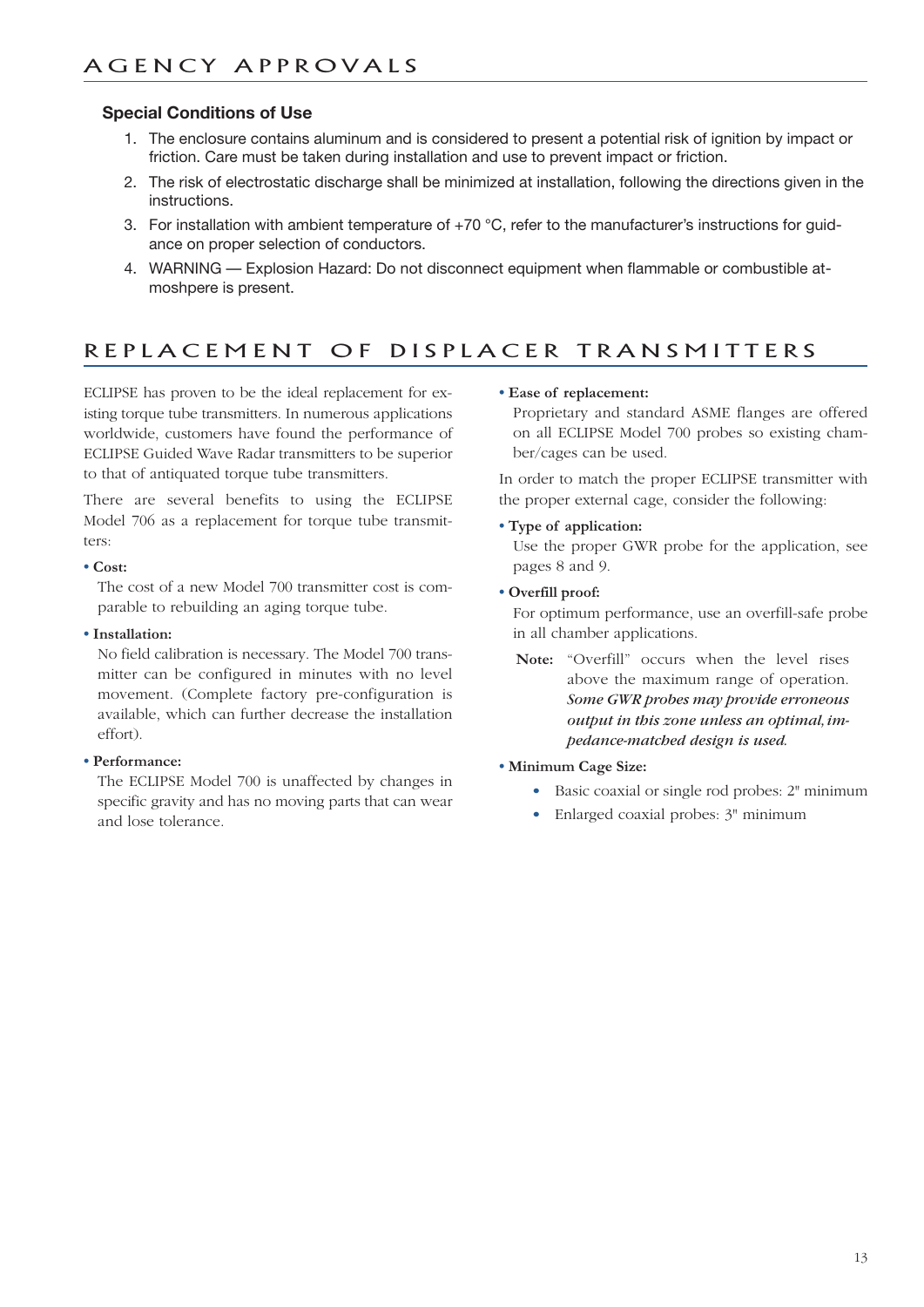## AGENCY APPROVALS

### Special Conditions of Use

1. The enclosure contains aluminum and is considered to present a potential risk of ignition by impact or friction. Care must be taken during installation and use to prevent impact or friction.
2. The risk of electrostatic discharge shall be minimized at installation, following the directions given in the instructions.
3. For installation with ambient temperature of +70 °C, refer to the manufacturer's instructions for guidance on proper selection of conductors.
4. WARNING — Explosion Hazard: Do not disconnect equipment when flammable or combustible atmoshpere is present.

## REPLACEMENT OF DISPLACER TRANSMITTERS

ECLIPSE has proven to be the ideal replacement for existing torque tube transmitters. In numerous applications worldwide, customers have found the performance of ECLIPSE Guided Wave Radar transmitters to be superior to that of antiquated torque tube transmitters.

There are several benefits to using the ECLIPSE Model 706 as a replacement for torque tube transmitters:

- **Cost:**
  The cost of a new Model 700 transmitter cost is comparable to rebuilding an aging torque tube.
- **Installation:**
  No field calibration is necessary. The Model 700 transmitter can be configured in minutes with no level movement. (Complete factory pre-configuration is available, which can further decrease the installation effort).
- **Performance:**
  The ECLIPSE Model 700 is unaffected by changes in specific gravity and has no moving parts that can wear and lose tolerance.
- **Ease of replacement:**
  Proprietary and standard ASME flanges are offered on all ECLIPSE Model 700 probes so existing chamber/cages can be used.

In order to match the proper ECLIPSE transmitter with the proper external cage, consider the following:

- **Type of application:**
  Use the proper GWR probe for the application, see pages 8 and 9.
- **Overfill proof:**
  For optimum performance, use an overfill-safe probe in all chamber applications.

  **Note:** "Overfill" occurs when the level rises above the maximum range of operation. ***Some GWR probes may provide erroneous output in this zone unless an optimal, impedance-matched design is used.***

- **Minimum Cage Size:**
  - Basic coaxial or single rod probes: 2" minimum
  - Enlarged coaxial probes: 3" minimum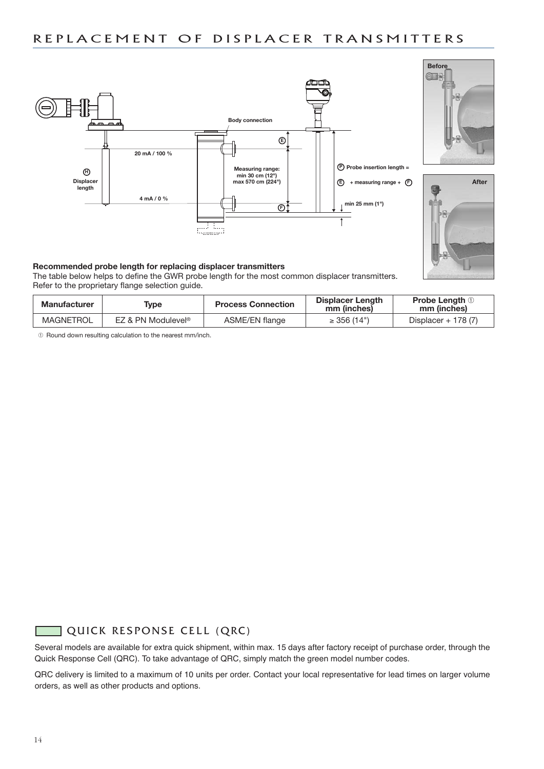# REPLACEMENT OF DISPLACER TRANSMITTERS

**Recommended probe length for replacing displacer transmitters**

The table below helps to define the GWR probe length for the most common displacer transmitters. Refer to the proprietary flange selection guide.

| Manufacturer | Type | Process Connection | Displacer Length mm (inches) | Probe Length ① mm (inches) |
|---|---|---|---|---|
| MAGNETROL | EZ & PN Modulevel® | ASME/EN flange | ≥ 356 (14") | Displacer + 178 (7) |

① Round down resulting calculation to the nearest mm/inch.

## QUICK RESPONSE CELL (QRC)

Several models are available for extra quick shipment, within max. 15 days after factory receipt of purchase order, through the Quick Response Cell (QRC). To take advantage of QRC, simply match the green model number codes.

QRC delivery is limited to a maximum of 10 units per order. Contact your local representative for lead times on larger volume orders, as well as other products and options.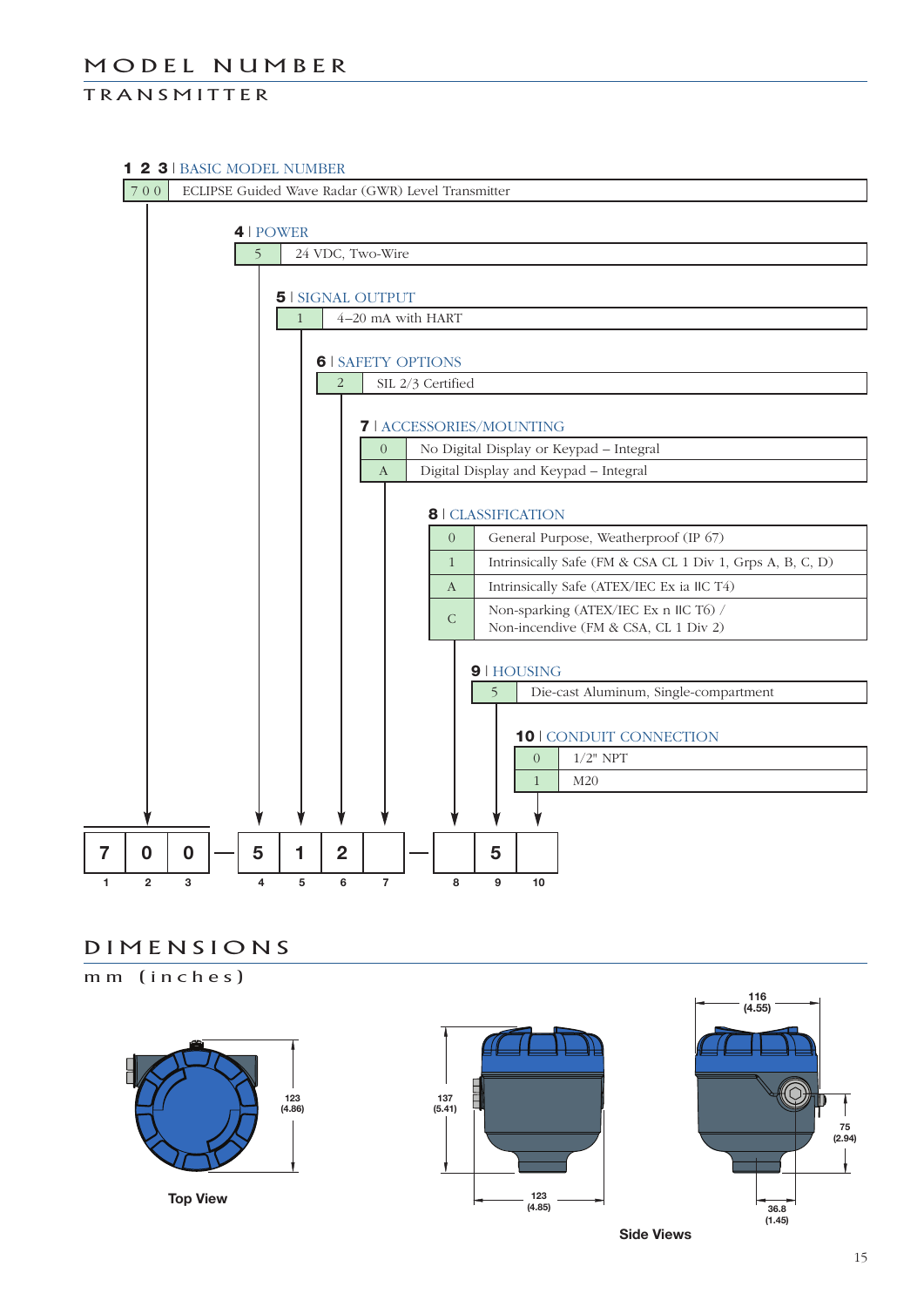# MODEL NUMBER

## TRANSMITTER

### 1 2 3 | BASIC MODEL NUMBER

| Code | Description |
|---|---|
| 7 0 0 | ECLIPSE Guided Wave Radar (GWR) Level Transmitter |

### 4 | POWER

| Code | Description |
|---|---|
| 5 | 24 VDC, Two-Wire |

### 5 | SIGNAL OUTPUT

| Code | Description |
|---|---|
| 1 | 4–20 mA with HART |

### 6 | SAFETY OPTIONS

| Code | Description |
|---|---|
| 2 | SIL 2/3 Certified |

### 7 | ACCESSORIES/MOUNTING

| Code | Description |
|---|---|
| 0 | No Digital Display or Keypad – Integral |
| A | Digital Display and Keypad – Integral |

### 8 | CLASSIFICATION

| Code | Description |
|---|---|
| 0 | General Purpose, Weatherproof (IP 67) |
| 1 | Intrinsically Safe (FM & CSA CL 1 Div 1, Grps A, B, C, D) |
| A | Intrinsically Safe (ATEX/IEC Ex ia IIC T4) |
| C | Non-sparking (ATEX/IEC Ex n IIC T6) / Non-incendive (FM & CSA, CL 1 Div 2) |

### 9 | HOUSING

| Code | Description |
|---|---|
| 5 | Die-cast Aluminum, Single-compartment |

### 10 | CONDUIT CONNECTION

| Code | Description |
|---|---|
| 0 | 1/2" NPT |
| 1 | M20 |

| 7 | 0 | 0 | — | 5 | 1 | 2 | | — | | 5 | |
|---|---|---|---|---|---|---|---|---|---|---|---|
| 1 | 2 | 3 | | 4 | 5 | 6 | 7 | | 8 | 9 | 10 |

# DIMENSIONS

## mm (inches)

123 (4.86)

Top View

137 (5.41)

123 (4.85)

116 (4.55)

75 (2.94)

36.8 (1.45)

Side Views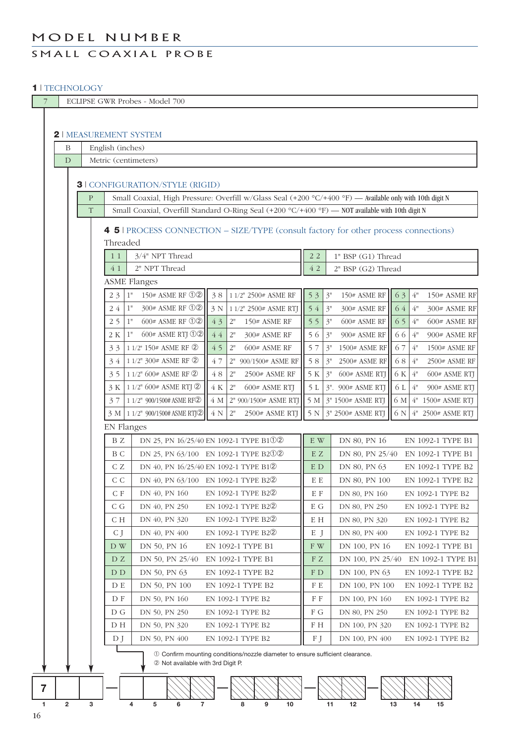# MODEL NUMBER

## SMALL COAXIAL PROBE

### 1 | TECHNOLOGY

| | |
|---|---|
| 7 | ECLIPSE GWR Probes - Model 700 |

### 2 | MEASUREMENT SYSTEM

| | |
|---|---|
| B | English (inches) |
| D | Metric (centimeters) |

### 3 | CONFIGURATION/STYLE (RIGID)

| | |
|---|---|
| P | Small Coaxial, High Pressure: Overfill w/Glass Seal (+200 °C/+400 °F) — Available only with 10th digit N |
| T | Small Coaxial, Overfill Standard O-Ring Seal (+200 °C/+400 °F) — NOT available with 10th digit N |

### 4 5 | PROCESS CONNECTION – SIZE/TYPE (consult factory for other process connections)

Threaded

| | | | |
|---|---|---|---|
| 1 1 | 3/4" NPT Thread | 2 2 | 1" BSP (G1) Thread |
| 4 1 | 2" NPT Thread | 4 2 | 2" BSP (G2) Thread |

ASME Flanges

| | | | | | | | | | | | |
|---|---|---|---|---|---|---|---|---|---|---|---|
| 2 3 | 1" | 150# ASME RF ①② | 3 8 | 1 1/2" 2500# ASME RF | 5 3 | 3" | 150# ASME RF | 6 3 | 4" | 150# ASME RF |
| 2 4 | 1" | 300# ASME RF ①② | 3 N | 1 1/2" 2500# ASME RTJ | 5 4 | 3" | 300# ASME RF | 6 4 | 4" | 300# ASME RF |
| 2 5 | 1" | 600# ASME RF ①② | 4 3 | 2" 150# ASME RF | 5 5 | 3" | 600# ASME RF | 6 5 | 4" | 600# ASME RF |
| 2 K | 1" | 600# ASME RTJ ①② | 4 4 | 2" 300# ASME RF | 5 6 | 3" | 900# ASME RF | 6 6 | 4" | 900# ASME RF |
| 3 3 | 1 1/2" | 150# ASME RF ② | 4 5 | 2" 600# ASME RF | 5 7 | 3" | 1500# ASME RF | 6 7 | 4" | 1500# ASME RF |
| 3 4 | 1 1/2" | 300# ASME RF ② | 4 7 | 2" 900/1500# ASME RF | 5 8 | 3" | 2500# ASME RF | 6 8 | 4" | 2500# ASME RF |
| 3 5 | 1 1/2" | 600# ASME RF ② | 4 8 | 2" 2500# ASME RF | 5 K | 3" | 600# ASME RTJ | 6 K | 4" | 600# ASME RTJ |
| 3 K | 1 1/2" | 600# ASME RTJ ② | 4 K | 2" 600# ASME RTJ | 5 L | 3". | 900# ASME RTJ | 6 L | 4" | 900# ASME RTJ |
| 3 7 | 1 1/2" | 900/1500# ASME RF② | 4 M | 2" 900/1500# ASME RTJ | 5 M | 3" | 1500# ASME RTJ | 6 M | 4" | 1500# ASME RTJ |
| 3 M | 1 1/2" | 900/1500# ASME RTJ② | 4 N | 2" 2500# ASME RTJ | 5 N | 3" | 2500# ASME RTJ | 6 N | 4" | 2500# ASME RTJ |

EN Flanges

| | | | | | |
|---|---|---|---|---|---|
| B Z | DN 25, PN 16/25/40 | EN 1092-1 TYPE B1①② | E W | DN 80, PN 16 | EN 1092-1 TYPE B1 |
| B C | DN 25, PN 63/100 | EN 1092-1 TYPE B2①② | E Z | DN 80, PN 25/40 | EN 1092-1 TYPE B1 |
| C Z | DN 40, PN 16/25/40 | EN 1092-1 TYPE B1② | E D | DN 80, PN 63 | EN 1092-1 TYPE B2 |
| C C | DN 40, PN 63/100 | EN 1092-1 TYPE B2② | E E | DN 80, PN 100 | EN 1092-1 TYPE B2 |
| C F | DN 40, PN 160 | EN 1092-1 TYPE B2② | E F | DN 80, PN 160 | EN 1092-1 TYPE B2 |
| C G | DN 40, PN 250 | EN 1092-1 TYPE B2② | E G | DN 80, PN 250 | EN 1092-1 TYPE B2 |
| C H | DN 40, PN 320 | EN 1092-1 TYPE B2② | E H | DN 80, PN 320 | EN 1092-1 TYPE B2 |
| C J | DN 40, PN 400 | EN 1092-1 TYPE B2② | E J | DN 80, PN 400 | EN 1092-1 TYPE B2 |
| D W | DN 50, PN 16 | EN 1092-1 TYPE B1 | F W | DN 100, PN 16 | EN 1092-1 TYPE B1 |
| D Z | DN 50, PN 25/40 | EN 1092-1 TYPE B1 | F Z | DN 100, PN 25/40 | EN 1092-1 TYPE B1 |
| D D | DN 50, PN 63 | EN 1092-1 TYPE B2 | F D | DN 100, PN 63 | EN 1092-1 TYPE B2 |
| D E | DN 50, PN 100 | EN 1092-1 TYPE B2 | F E | DN 100, PN 100 | EN 1092-1 TYPE B2 |
| D F | DN 50, PN 160 | EN 1092-1 TYPE B2 | F F | DN 100, PN 160 | EN 1092-1 TYPE B2 |
| D G | DN 50, PN 250 | EN 1092-1 TYPE B2 | F G | DN 80, PN 250 | EN 1092-1 TYPE B2 |
| D H | DN 50, PN 320 | EN 1092-1 TYPE B2 | F H | DN 100, PN 320 | EN 1092-1 TYPE B2 |
| D J | DN 50, PN 400 | EN 1092-1 TYPE B2 | F J | DN 100, PN 400 | EN 1092-1 TYPE B2 |

① Confirm mounting conditions/nozzle diameter to ensure sufficient clearance.
② Not available with 3rd Digit P.

| 7 | | | – | | | | | – | | | | – | | | – | | | |
|---|---|---|---|---|---|---|---|---|---|---|---|---|---|---|---|---|---|---|
| 1 | 2 | 3 | | 4 | 5 | 6 | 7 | | 8 | 9 | 10 | | 11 | 12 | | 13 | 14 | 15 |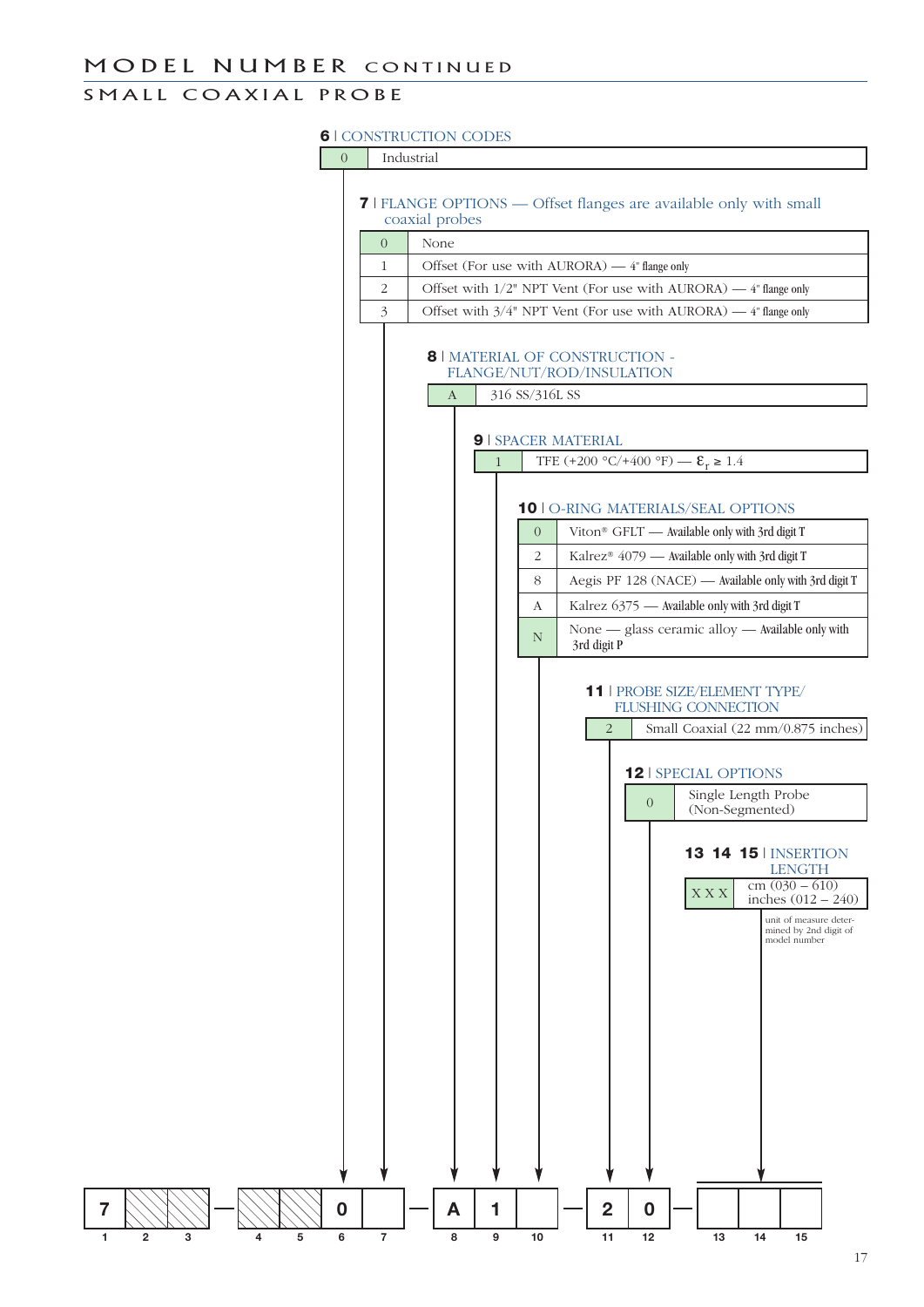# MODEL NUMBER CONTINUED

## SMALL COAXIAL PROBE

### 6 | CONSTRUCTION CODES

| Code | Description |
|---|---|
| 0 | Industrial |

### 7 | FLANGE OPTIONS — Offset flanges are available only with small coaxial probes

| Code | Description |
|---|---|
| 0 | None |
| 1 | Offset (For use with AURORA) — 4" flange only |
| 2 | Offset with 1/2" NPT Vent (For use with AURORA) — 4" flange only |
| 3 | Offset with 3/4" NPT Vent (For use with AURORA) — 4" flange only |

### 8 | MATERIAL OF CONSTRUCTION - FLANGE/NUT/ROD/INSULATION

| Code | Description |
|---|---|
| A | 316 SS/316L SS |

### 9 | SPACER MATERIAL

| Code | Description |
|---|---|
| 1 | TFE (+200 °C/+400 °F) — $\varepsilon_r \geq 1.4$ |

### 10 | O-RING MATERIALS/SEAL OPTIONS

| Code | Description |
|---|---|
| 0 | Viton® GFLT — Available only with 3rd digit T |
| 2 | Kalrez® 4079 — Available only with 3rd digit T |
| 8 | Aegis PF 128 (NACE) — Available only with 3rd digit T |
| A | Kalrez 6375 — Available only with 3rd digit T |
| N | None — glass ceramic alloy — Available only with 3rd digit P |

### 11 | PROBE SIZE/ELEMENT TYPE/ FLUSHING CONNECTION

| Code | Description |
|---|---|
| 2 | Small Coaxial (22 mm/0.875 inches) |

### 12 | SPECIAL OPTIONS

| Code | Description |
|---|---|
| 0 | Single Length Probe (Non-Segmented) |

### 13 14 15 | INSERTION LENGTH

| Code | Description |
|---|---|
| X X X | cm (030 – 610) inches (012 – 240) |

unit of measure determined by 2nd digit of model number

| 7 | | | — | | | 0 | | — | A | 1 | | — | 2 | 0 | — | | | |
|---|---|---|---|---|---|---|---|---|---|---|---|---|---|---|---|---|---|---|
| 1 | 2 | 3 | | 4 | 5 | 6 | 7 | | 8 | 9 | 10 | | 11 | 12 | | 13 | 14 | 15 |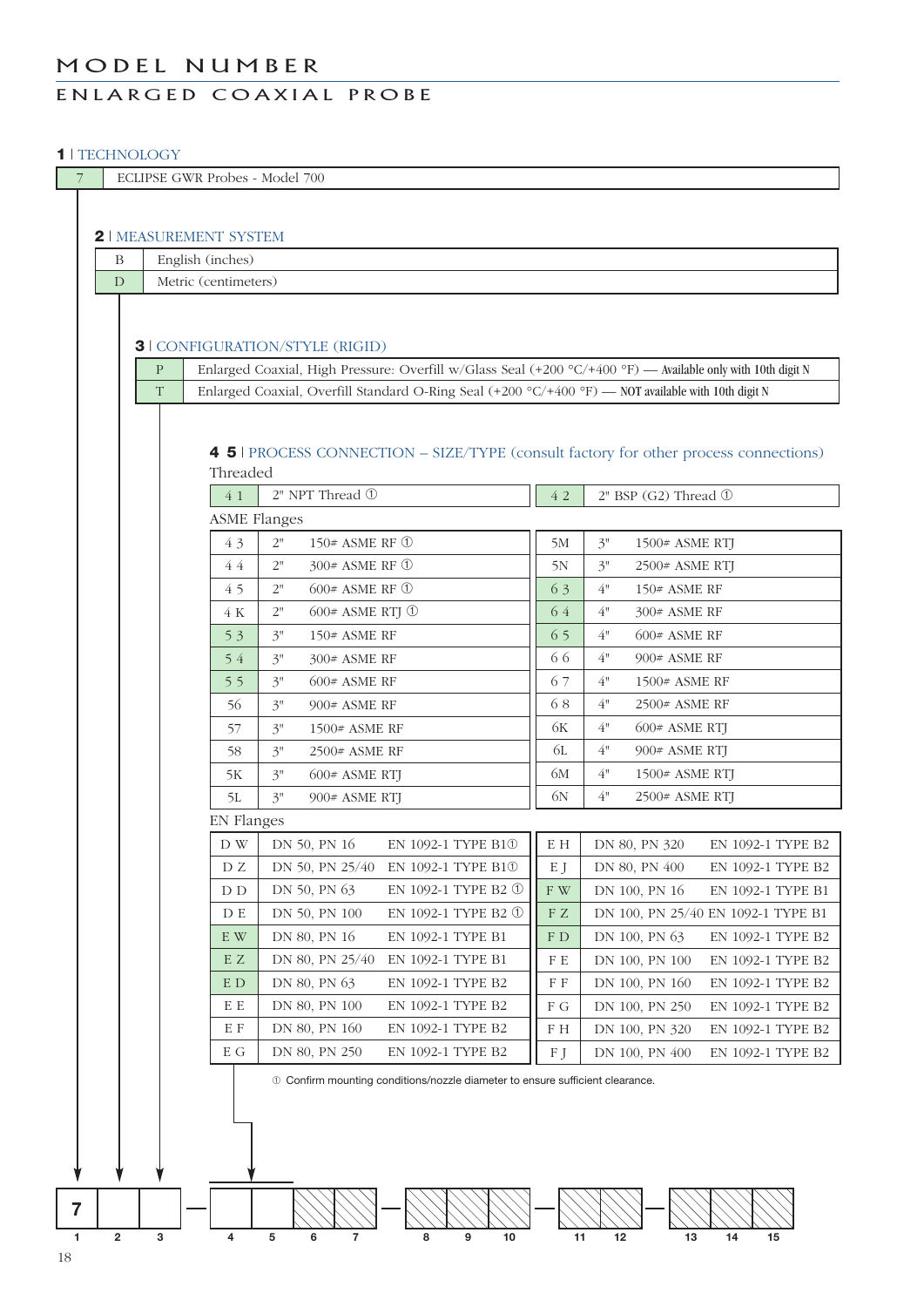# MODEL NUMBER

## ENLARGED COAXIAL PROBE

### 1 | TECHNOLOGY

| Code | Description |
|---|---|
| 7 | ECLIPSE GWR Probes - Model 700 |

### 2 | MEASUREMENT SYSTEM

| Code | Description |
|---|---|
| B | English (inches) |
| D | Metric (centimeters) |

### 3 | CONFIGURATION/STYLE (RIGID)

| Code | Description |
|---|---|
| P | Enlarged Coaxial, High Pressure: Overfill w/Glass Seal (+200 °C/+400 °F) — Available only with 10th digit N |
| T | Enlarged Coaxial, Overfill Standard O-Ring Seal (+200 °C/+400 °F) — NOT available with 10th digit N |

### 4 5 | PROCESS CONNECTION – SIZE/TYPE (consult factory for other process connections)

Threaded

| Code | Description | Code | Description |
|---|---|---|---|
| 4 1 | 2" NPT Thread ① | 4 2 | 2" BSP (G2) Thread ① |

ASME Flanges

| Code | Size | Rating | Code | Size | Rating |
|---|---|---|---|---|---|
| 4 3 | 2" | 150# ASME RF ① | 5M | 3" | 1500# ASME RTJ |
| 4 4 | 2" | 300# ASME RF ① | 5N | 3" | 2500# ASME RTJ |
| 4 5 | 2" | 600# ASME RF ① | 6 3 | 4" | 150# ASME RF |
| 4 K | 2" | 600# ASME RTJ ① | 6 4 | 4" | 300# ASME RF |
| 5 3 | 3" | 150# ASME RF | 6 5 | 4" | 600# ASME RF |
| 5 4 | 3" | 300# ASME RF | 6 6 | 4" | 900# ASME RF |
| 5 5 | 3" | 600# ASME RF | 6 7 | 4" | 1500# ASME RF |
| 56 | 3" | 900# ASME RF | 6 8 | 4" | 2500# ASME RF |
| 57 | 3" | 1500# ASME RF | 6K | 4" | 600# ASME RTJ |
| 58 | 3" | 2500# ASME RF | 6L | 4" | 900# ASME RTJ |
| 5K | 3" | 600# ASME RTJ | 6M | 4" | 1500# ASME RTJ |
| 5L | 3" | 900# ASME RTJ | 6N | 4" | 2500# ASME RTJ |

EN Flanges

| Code | Size | Type | Code | Size | Type |
|---|---|---|---|---|---|
| D W | DN 50, PN 16 | EN 1092-1 TYPE B1① | E H | DN 80, PN 320 | EN 1092-1 TYPE B2 |
| D Z | DN 50, PN 25/40 | EN 1092-1 TYPE B1① | E J | DN 80, PN 400 | EN 1092-1 TYPE B2 |
| D D | DN 50, PN 63 | EN 1092-1 TYPE B2 ① | F W | DN 100, PN 16 | EN 1092-1 TYPE B1 |
| D E | DN 50, PN 100 | EN 1092-1 TYPE B2 ① | F Z | DN 100, PN 25/40 | EN 1092-1 TYPE B1 |
| E W | DN 80, PN 16 | EN 1092-1 TYPE B1 | F D | DN 100, PN 63 | EN 1092-1 TYPE B2 |
| E Z | DN 80, PN 25/40 | EN 1092-1 TYPE B1 | F E | DN 100, PN 100 | EN 1092-1 TYPE B2 |
| E D | DN 80, PN 63 | EN 1092-1 TYPE B2 | F F | DN 100, PN 160 | EN 1092-1 TYPE B2 |
| E E | DN 80, PN 100 | EN 1092-1 TYPE B2 | F G | DN 100, PN 250 | EN 1092-1 TYPE B2 |
| E F | DN 80, PN 160 | EN 1092-1 TYPE B2 | F H | DN 100, PN 320 | EN 1092-1 TYPE B2 |
| E G | DN 80, PN 250 | EN 1092-1 TYPE B2 | F J | DN 100, PN 400 | EN 1092-1 TYPE B2 |

① Confirm mounting conditions/nozzle diameter to ensure sufficient clearance.

| 7 | | | – | | | | | – | | | | – | | | – | | | |
|---|---|---|---|---|---|---|---|---|---|---|---|---|---|---|---|---|---|---|
| 1 | 2 | 3 | | 4 | 5 | 6 | 7 | | 8 | 9 | 10 | | 11 | 12 | | 13 | 14 | 15 |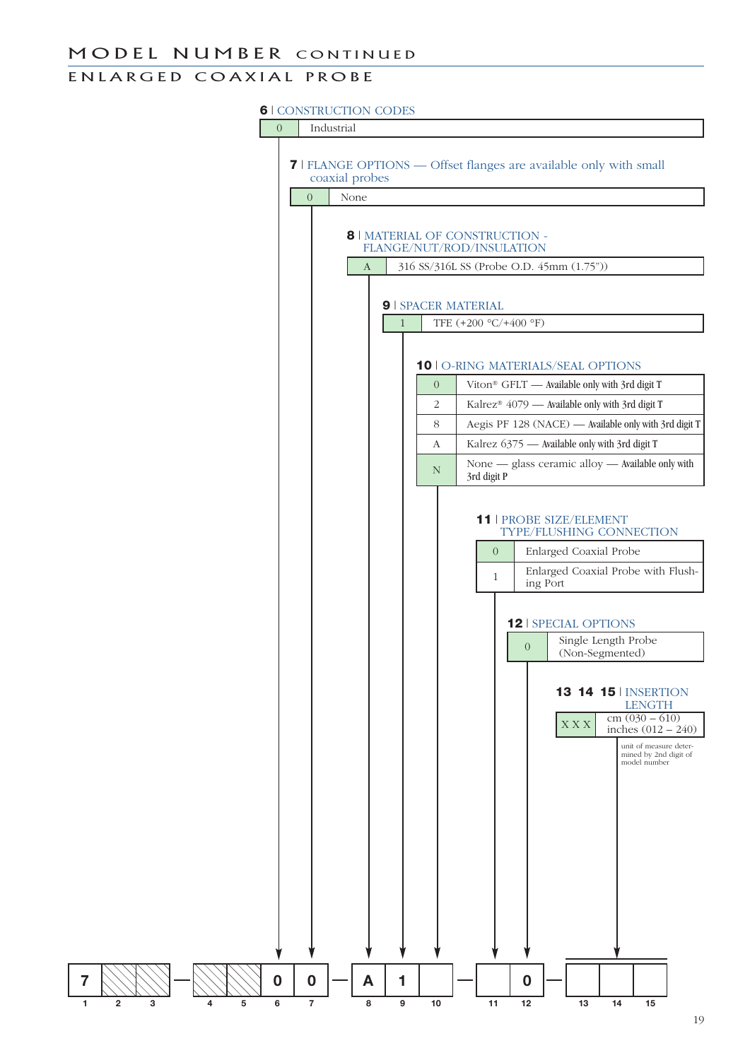# MODEL NUMBER CONTINUED

## ENLARGED COAXIAL PROBE

### 6 | CONSTRUCTION CODES

| Code | Description |
|---|---|
| 0 | Industrial |

### 7 | FLANGE OPTIONS — Offset flanges are available only with small coaxial probes

| Code | Description |
|---|---|
| 0 | None |

### 8 | MATERIAL OF CONSTRUCTION - FLANGE/NUT/ROD/INSULATION

| Code | Description |
|---|---|
| A | 316 SS/316L SS (Probe O.D. 45mm (1.75")) |

### 9 | SPACER MATERIAL

| Code | Description |
|---|---|
| 1 | TFE (+200 °C/+400 °F) |

### 10 | O-RING MATERIALS/SEAL OPTIONS

| Code | Description |
|---|---|
| 0 | Viton® GFLT — Available only with 3rd digit T |
| 2 | Kalrez® 4079 — Available only with 3rd digit T |
| 8 | Aegis PF 128 (NACE) — Available only with 3rd digit T |
| A | Kalrez 6375 — Available only with 3rd digit T |
| N | None — glass ceramic alloy — Available only with 3rd digit P |

### 11 | PROBE SIZE/ELEMENT TYPE/FLUSHING CONNECTION

| Code | Description |
|---|---|
| 0 | Enlarged Coaxial Probe |
| 1 | Enlarged Coaxial Probe with Flushing Port |

### 12 | SPECIAL OPTIONS

| Code | Description |
|---|---|
| 0 | Single Length Probe (Non-Segmented) |

### 13 14 15 | INSERTION LENGTH

| Code | Description |
|---|---|
| X X X | cm (030 – 610) inches (012 – 240) |

unit of measure determined by 2nd digit of model number

| 1 | 2 | 3 | | 4 | 5 | 6 | 7 | | 8 | 9 | 10 | | 11 | 12 | | 13 | 14 | 15 |
|---|---|---|---|---|---|---|---|---|---|---|---|---|---|---|---|---|---|---|
| 7 | | | – | | | 0 | 0 | – | A | 1 | | – | | 0 | – | | | |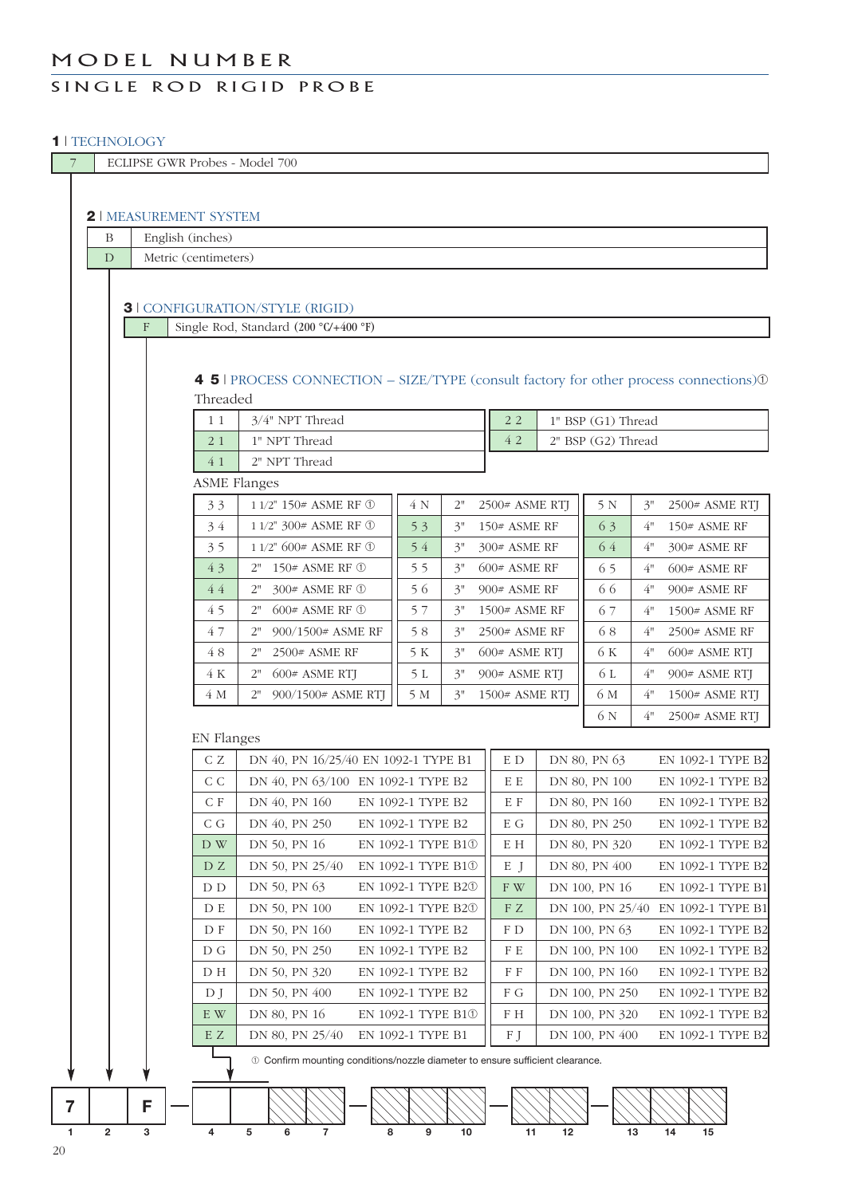# MODEL NUMBER

## SINGLE ROD RIGID PROBE

### 1 | TECHNOLOGY

| | |
|---|---|
| 7 | ECLIPSE GWR Probes - Model 700 |

### 2 | MEASUREMENT SYSTEM

| | |
|---|---|
| B | English (inches) |
| D | Metric (centimeters) |

### 3 | CONFIGURATION/STYLE (RIGID)

| | |
|---|---|
| F | Single Rod, Standard (200 °C/+400 °F) |

### 4 5 | PROCESS CONNECTION – SIZE/TYPE (consult factory for other process connections)①

Threaded

| | | | |
|---|---|---|---|
| 1 1 | 3/4" NPT Thread | 2 2 | 1" BSP (G1) Thread |
| 2 1 | 1" NPT Thread | 4 2 | 2" BSP (G2) Thread |
| 4 1 | 2" NPT Thread | | |

ASME Flanges

| | | | | | | | | |
|---|---|---|---|---|---|---|---|---|
| 3 3 | 1 1/2" | 150# ASME RF ① | 4 N | 2" | 2500# ASME RTJ | 5 N | 3" | 2500# ASME RTJ |
| 3 4 | 1 1/2" | 300# ASME RF ① | 5 3 | 3" | 150# ASME RF | 6 3 | 4" | 150# ASME RF |
| 3 5 | 1 1/2" | 600# ASME RF ① | 5 4 | 3" | 300# ASME RF | 6 4 | 4" | 300# ASME RF |
| 4 3 | 2" | 150# ASME RF ① | 5 5 | 3" | 600# ASME RF | 6 5 | 4" | 600# ASME RF |
| 4 4 | 2" | 300# ASME RF ① | 5 6 | 3" | 900# ASME RF | 6 6 | 4" | 900# ASME RF |
| 4 5 | 2" | 600# ASME RF ① | 5 7 | 3" | 1500# ASME RF | 6 7 | 4" | 1500# ASME RF |
| 4 7 | 2" | 900/1500# ASME RF | 5 8 | 3" | 2500# ASME RF | 6 8 | 4" | 2500# ASME RF |
| 4 8 | 2" | 2500# ASME RF | 5 K | 3" | 600# ASME RTJ | 6 K | 4" | 600# ASME RTJ |
| 4 K | 2" | 600# ASME RTJ | 5 L | 3" | 900# ASME RTJ | 6 L | 4" | 900# ASME RTJ |
| 4 M | 2" | 900/1500# ASME RTJ | 5 M | 3" | 1500# ASME RTJ | 6 M | 4" | 1500# ASME RTJ |
| | | | | | | 6 N | 4" | 2500# ASME RTJ |

EN Flanges

| | | | | | |
|---|---|---|---|---|---|
| C Z | DN 40, PN 16/25/40 | EN 1092-1 TYPE B1 | E D | DN 80, PN 63 | EN 1092-1 TYPE B2 |
| C C | DN 40, PN 63/100 | EN 1092-1 TYPE B2 | E E | DN 80, PN 100 | EN 1092-1 TYPE B2 |
| C F | DN 40, PN 160 | EN 1092-1 TYPE B2 | E F | DN 80, PN 160 | EN 1092-1 TYPE B2 |
| C G | DN 40, PN 250 | EN 1092-1 TYPE B2 | E G | DN 80, PN 250 | EN 1092-1 TYPE B2 |
| D W | DN 50, PN 16 | EN 1092-1 TYPE B1① | E H | DN 80, PN 320 | EN 1092-1 TYPE B2 |
| D Z | DN 50, PN 25/40 | EN 1092-1 TYPE B1① | E J | DN 80, PN 400 | EN 1092-1 TYPE B2 |
| D D | DN 50, PN 63 | EN 1092-1 TYPE B2① | F W | DN 100, PN 16 | EN 1092-1 TYPE B1 |
| D E | DN 50, PN 100 | EN 1092-1 TYPE B2① | F Z | DN 100, PN 25/40 | EN 1092-1 TYPE B1 |
| D F | DN 50, PN 160 | EN 1092-1 TYPE B2 | F D | DN 100, PN 63 | EN 1092-1 TYPE B2 |
| D G | DN 50, PN 250 | EN 1092-1 TYPE B2 | F E | DN 100, PN 100 | EN 1092-1 TYPE B2 |
| D H | DN 50, PN 320 | EN 1092-1 TYPE B2 | F F | DN 100, PN 160 | EN 1092-1 TYPE B2 |
| D J | DN 50, PN 400 | EN 1092-1 TYPE B2 | F G | DN 100, PN 250 | EN 1092-1 TYPE B2 |
| E W | DN 80, PN 16 | EN 1092-1 TYPE B1① | F H | DN 100, PN 320 | EN 1092-1 TYPE B2 |
| E Z | DN 80, PN 25/40 | EN 1092-1 TYPE B1 | F J | DN 100, PN 400 | EN 1092-1 TYPE B2 |

① Confirm mounting conditions/nozzle diameter to ensure sufficient clearance.

| 7 | | F | – | | | | | – | | | | – | | | – | | | |
|---|---|---|---|---|---|---|---|---|---|---|---|---|---|---|---|---|---|---|
| 1 | 2 | 3 | | 4 | 5 | 6 | 7 | | 8 | 9 | 10 | | 11 | 12 | | 13 | 14 | 15 |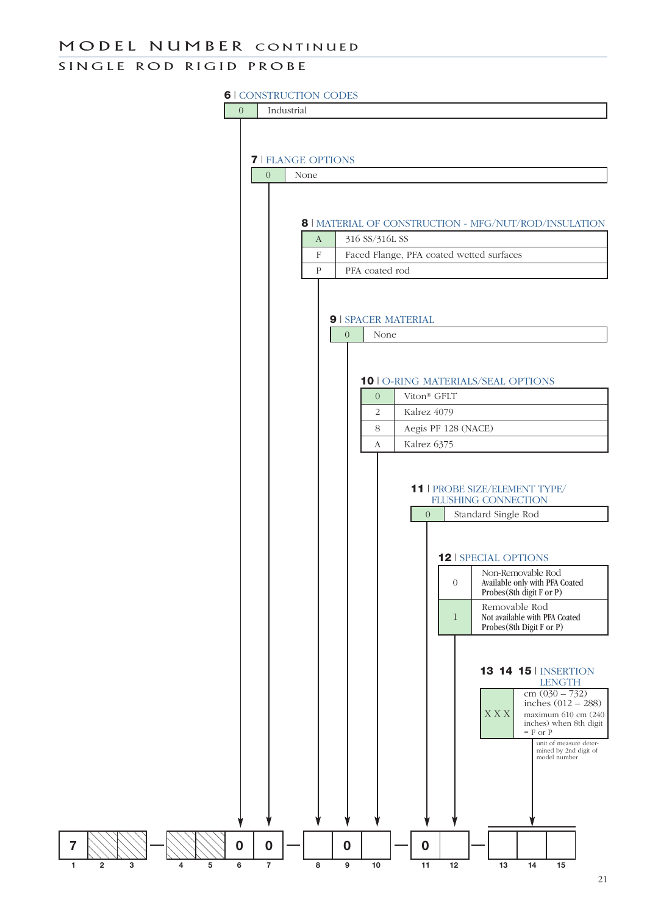# MODEL NUMBER CONTINUED

## SINGLE ROD RIGID PROBE

**6** | CONSTRUCTION CODES

| Code | Description |
|---|---|
| 0 | Industrial |

**7** | FLANGE OPTIONS

| Code | Description |
|---|---|
| 0 | None |

**8** | MATERIAL OF CONSTRUCTION - MFG/NUT/ROD/INSULATION

| Code | Description |
|---|---|
| A | 316 SS/316L SS |
| F | Faced Flange, PFA coated wetted surfaces |
| P | PFA coated rod |

**9** | SPACER MATERIAL

| Code | Description |
|---|---|
| 0 | None |

**10** | O-RING MATERIALS/SEAL OPTIONS

| Code | Description |
|---|---|
| 0 | Viton® GFLT |
| 2 | Kalrez 4079 |
| 8 | Aegis PF 128 (NACE) |
| A | Kalrez 6375 |

**11** | PROBE SIZE/ELEMENT TYPE/ FLUSHING CONNECTION

| Code | Description |
|---|---|
| 0 | Standard Single Rod |

**12** | SPECIAL OPTIONS

| Code | Description |
|---|---|
| 0 | Non-Removable Rod<br>Available only with PFA Coated Probes(8th digit F or P) |
| 1 | Removable Rod<br>Not available with PFA Coated Probes(8th Digit F or P) |

**13 14 15** | INSERTION LENGTH

| Code | Description |
|---|---|
| X X X | cm (030 – 732)<br>inches (012 – 288)<br>maximum 610 cm (240 inches) when 8th digit = F or P |

unit of measure determined by 2nd digit of model number

| 7 | | | – | | | 0 | 0 | – | | 0 | | – | 0 | | – | | | |
|---|---|---|---|---|---|---|---|---|---|---|---|---|---|---|---|---|---|---|
| 1 | 2 | 3 | | 4 | 5 | 6 | 7 | | 8 | 9 | 10 | | 11 | 12 | | 13 | 14 | 15 |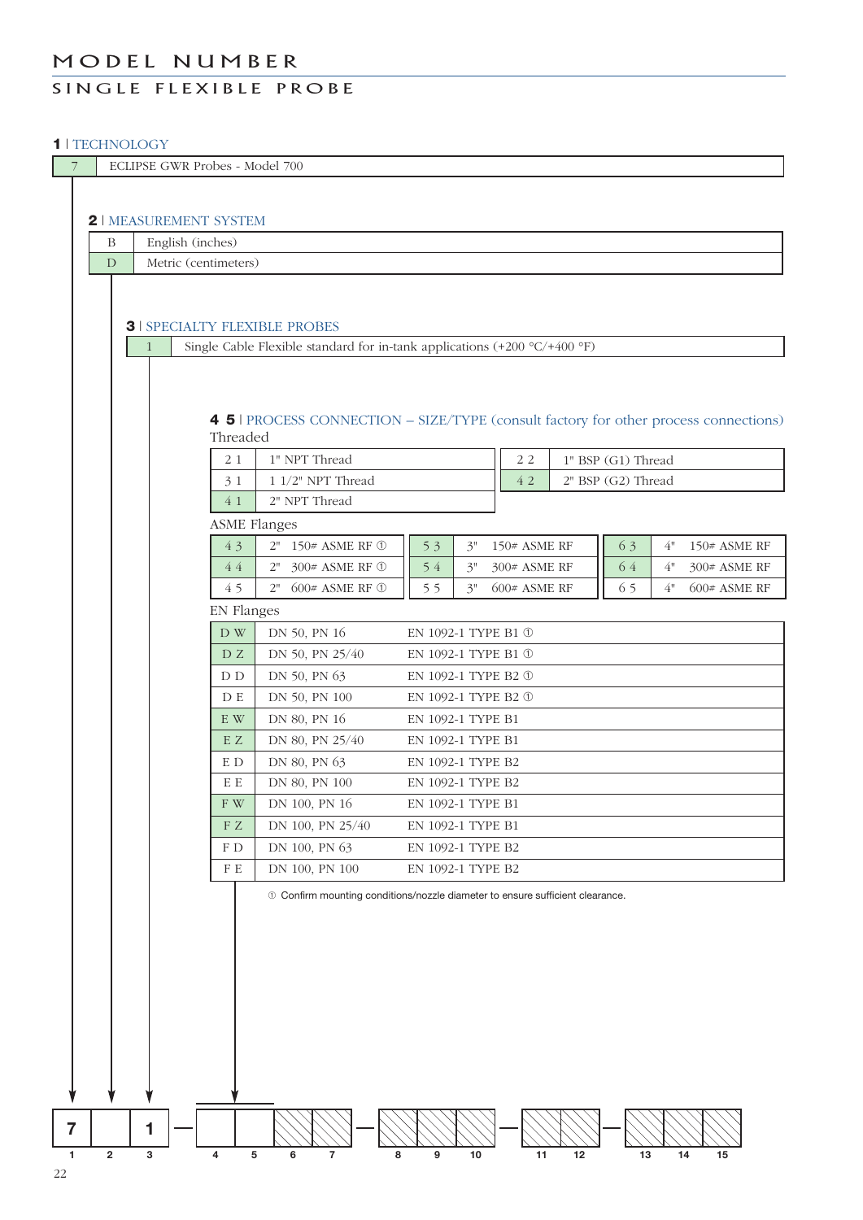# MODEL NUMBER

## SINGLE FLEXIBLE PROBE

### 1 | TECHNOLOGY

| Code | Description |
|---|---|
| 7 | ECLIPSE GWR Probes - Model 700 |

### 2 | MEASUREMENT SYSTEM

| Code | Description |
|---|---|
| B | English (inches) |
| D | Metric (centimeters) |

### 3 | SPECIALTY FLEXIBLE PROBES

| Code | Description |
|---|---|
| 1 | Single Cable Flexible standard for in-tank applications (+200 °C/+400 °F) |

### 4 5 | PROCESS CONNECTION – SIZE/TYPE (consult factory for other process connections)

Threaded

| Code | Description |
|---|---|
| 2 1 | 1" NPT Thread |
| 3 1 | 1 1/2" NPT Thread |
| 4 1 | 2" NPT Thread |
| 2 2 | 1" BSP (G1) Thread |
| 4 2 | 2" BSP (G2) Thread |

ASME Flanges

| Code | Description |
|---|---|
| 4 3 | 2" 150# ASME RF ① |
| 4 4 | 2" 300# ASME RF ① |
| 4 5 | 2" 600# ASME RF ① |
| 5 3 | 3" 150# ASME RF |
| 5 4 | 3" 300# ASME RF |
| 5 5 | 3" 600# ASME RF |
| 6 3 | 4" 150# ASME RF |
| 6 4 | 4" 300# ASME RF |
| 6 5 | 4" 600# ASME RF |

EN Flanges

| Code | Size | Type |
|---|---|---|
| D W | DN 50, PN 16 | EN 1092-1 TYPE B1 ① |
| D Z | DN 50, PN 25/40 | EN 1092-1 TYPE B1 ① |
| D D | DN 50, PN 63 | EN 1092-1 TYPE B2 ① |
| D E | DN 50, PN 100 | EN 1092-1 TYPE B2 ① |
| E W | DN 80, PN 16 | EN 1092-1 TYPE B1 |
| E Z | DN 80, PN 25/40 | EN 1092-1 TYPE B1 |
| E D | DN 80, PN 63 | EN 1092-1 TYPE B2 |
| E E | DN 80, PN 100 | EN 1092-1 TYPE B2 |
| F W | DN 100, PN 16 | EN 1092-1 TYPE B1 |
| F Z | DN 100, PN 25/40 | EN 1092-1 TYPE B1 |
| F D | DN 100, PN 63 | EN 1092-1 TYPE B2 |
| F E | DN 100, PN 100 | EN 1092-1 TYPE B2 |

① Confirm mounting conditions/nozzle diameter to ensure sufficient clearance.

| 1 | 2 | 3 | | 4 | 5 | 6 | 7 | | 8 | 9 | 10 | | 11 | 12 | | 13 | 14 | 15 |
|---|---|---|---|---|---|---|---|---|---|---|---|---|---|---|---|---|---|---|
| 7 | | 1 | – | | | | | – | | | | – | | | – | | | |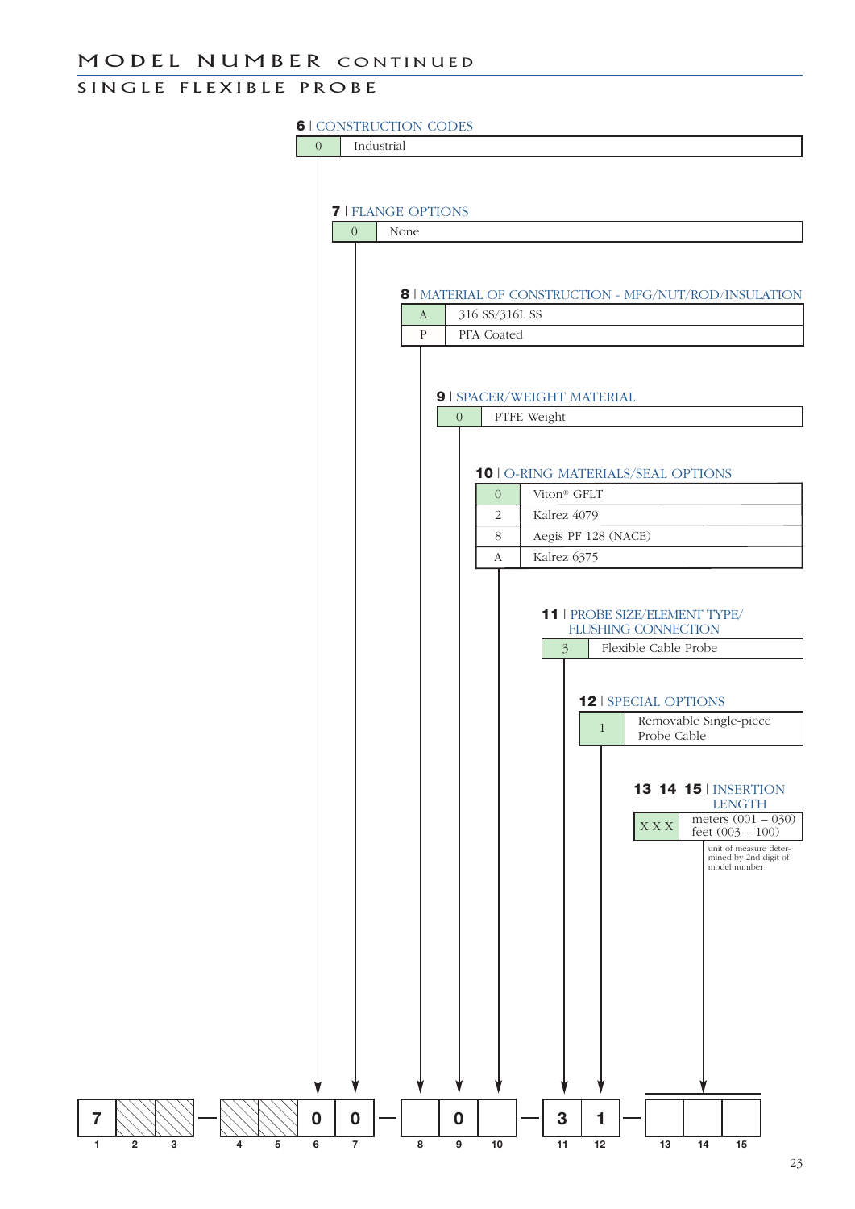# MODEL NUMBER CONTINUED

## SINGLE FLEXIBLE PROBE

**6** | CONSTRUCTION CODES

| Code | Description |
|---|---|
| 0 | Industrial |

**7** | FLANGE OPTIONS

| Code | Description |
|---|---|
| 0 | None |

**8** | MATERIAL OF CONSTRUCTION - MFG/NUT/ROD/INSULATION

| Code | Description |
|---|---|
| A | 316 SS/316L SS |
| P | PFA Coated |

**9** | SPACER/WEIGHT MATERIAL

| Code | Description |
|---|---|
| 0 | PTFE Weight |

**10** | O-RING MATERIALS/SEAL OPTIONS

| Code | Description |
|---|---|
| 0 | Viton® GFLT |
| 2 | Kalrez 4079 |
| 8 | Aegis PF 128 (NACE) |
| A | Kalrez 6375 |

**11** | PROBE SIZE/ELEMENT TYPE/ FLUSHING CONNECTION

| Code | Description |
|---|---|
| 3 | Flexible Cable Probe |

**12** | SPECIAL OPTIONS

| Code | Description |
|---|---|
| 1 | Removable Single-piece Probe Cable |

**13 14 15** | INSERTION LENGTH

| Code | Description |
|---|---|
| X X X | meters (001 – 030) feet (003 – 100) |

unit of measure determined by 2nd digit of model number

| 1 | 2 | 3 | | 4 | 5 | 6 | 7 | | 8 | 9 | 10 | | 11 | 12 | | 13 | 14 | 15 |
|---|---|---|---|---|---|---|---|---|---|---|---|---|---|---|---|---|---|---|
| 7 | | | – | | | 0 | 0 | – | | 0 | | – | 3 | 1 | – | | | |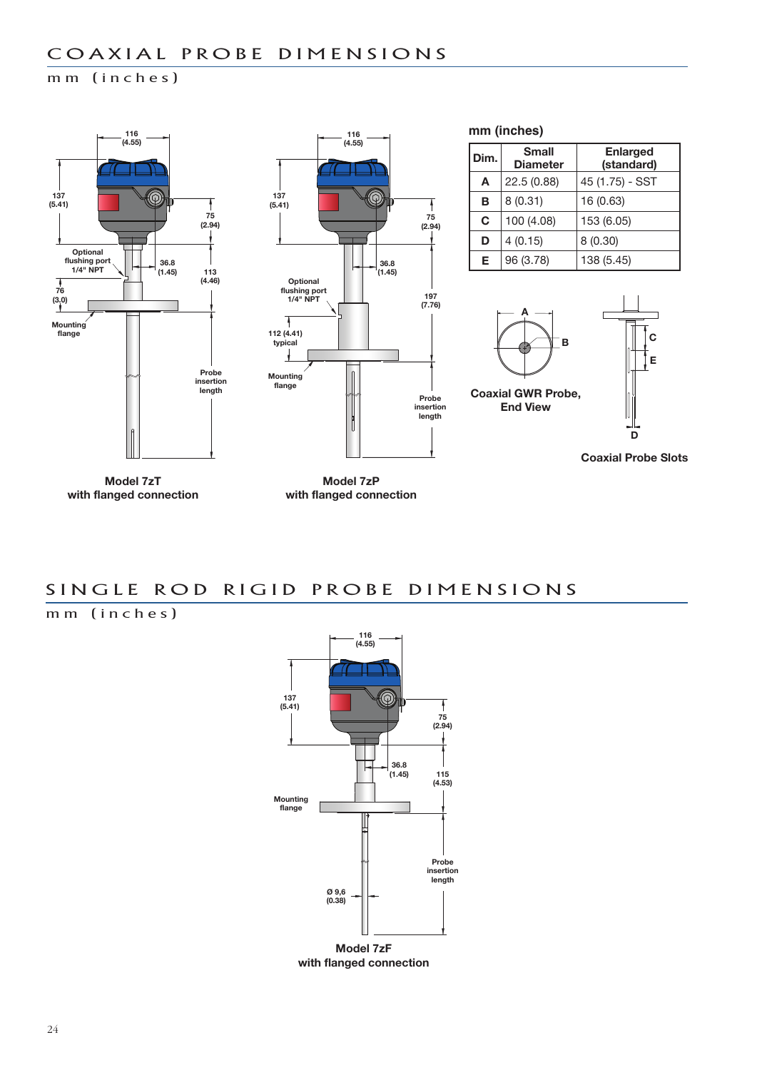# COAXIAL PROBE DIMENSIONS

mm (inches)

Model 7zT
with flanged connection

Model 7zP
with flanged connection

mm (inches)

| Dim. | Small Diameter | Enlarged (standard) |
|---|---|---|
| A | 22.5 (0.88) | 45 (1.75) - SST |
| B | 8 (0.31) | 16 (0.63) |
| C | 100 (4.08) | 153 (6.05) |
| D | 4 (0.15) | 8 (0.30) |
| E | 96 (3.78) | 138 (5.45) |

Coaxial GWR Probe, End View

Coaxial Probe Slots

# SINGLE ROD RIGID PROBE DIMENSIONS

mm (inches)

Model 7zF
with flanged connection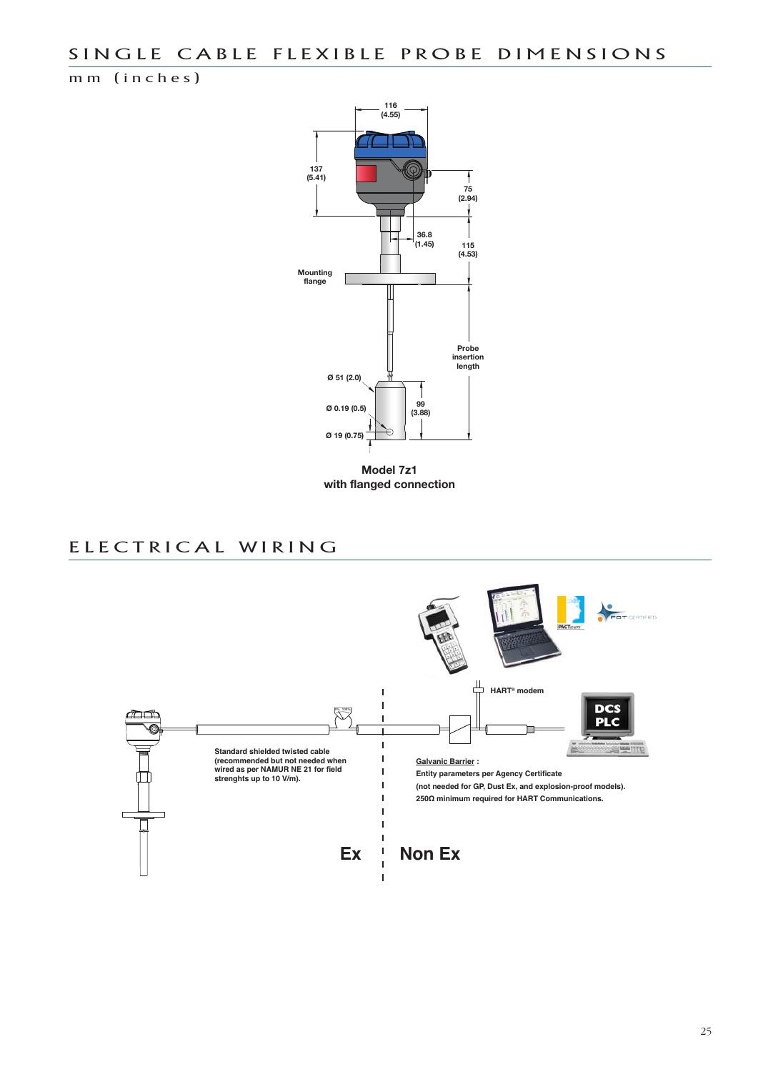# SINGLE CABLE FLEXIBLE PROBE DIMENSIONS

mm (inches)

116 (4.55)

137 (5.41)

75 (2.94)

36.8 (1.45)

115 (4.53)

Mounting flange

Probe insertion length

Ø 51 (2.0)

Ø 0.19 (0.5)

99 (3.88)

Ø 19 (0.75)

**Model 7z1 with flanged connection**

# ELECTRICAL WIRING

HART® modem

DCS PLC

Standard shielded twisted cable (recommended but not needed when wired as per NAMUR NE 21 for field strenghts up to 10 V/m).

Galvanic Barrier :
Entity parameters per Agency Certificate
(not needed for GP, Dust Ex, and explosion-proof models).
250Ω minimum required for HART Communications.

**Ex** | **Non Ex**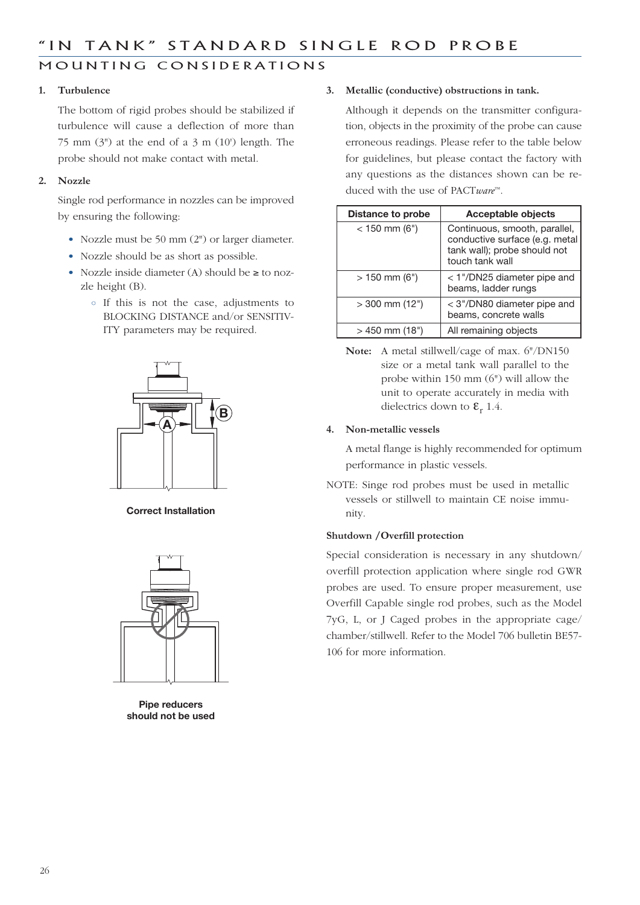# "IN TANK" STANDARD SINGLE ROD PROBE

## MOUNTING CONSIDERATIONS

**1. Turbulence**

The bottom of rigid probes should be stabilized if turbulence will cause a deflection of more than 75 mm (3") at the end of a 3 m (10') length. The probe should not make contact with metal.

**2. Nozzle**

Single rod performance in nozzles can be improved by ensuring the following:

- Nozzle must be 50 mm (2") or larger diameter.
- Nozzle should be as short as possible.
- Nozzle inside diameter (A) should be ≥ to nozzle height (B).
  - If this is not the case, adjustments to BLOCKING DISTANCE and/or SENSITIVITY parameters may be required.

**Correct Installation**

**Pipe reducers should not be used**

**3. Metallic (conductive) obstructions in tank.**

Although it depends on the transmitter configuration, objects in the proximity of the probe can cause erroneous readings. Please refer to the table below for guidelines, but please contact the factory with any questions as the distances shown can be reduced with the use of PACT*ware*™.

| Distance to probe | Acceptable objects |
|---|---|
| < 150 mm (6") | Continuous, smooth, parallel, conductive surface (e.g. metal tank wall); probe should not touch tank wall |
| > 150 mm (6") | < 1"/DN25 diameter pipe and beams, ladder rungs |
| > 300 mm (12") | < 3"/DN80 diameter pipe and beams, concrete walls |
| > 450 mm (18") | All remaining objects |

**Note:** A metal stillwell/cage of max. 6"/DN150 size or a metal tank wall parallel to the probe within 150 mm (6") will allow the unit to operate accurately in media with dielectrics down to $\varepsilon_r$ 1.4.

**4. Non-metallic vessels**

A metal flange is highly recommended for optimum performance in plastic vessels.

NOTE: Singe rod probes must be used in metallic vessels or stillwell to maintain CE noise immunity.

**Shutdown /Overfill protection**

Special consideration is necessary in any shutdown/ overfill protection application where single rod GWR probes are used. To ensure proper measurement, use Overfill Capable single rod probes, such as the Model 7yG, L, or J Caged probes in the appropriate cage/ chamber/stillwell. Refer to the Model 706 bulletin BE57-106 for more information.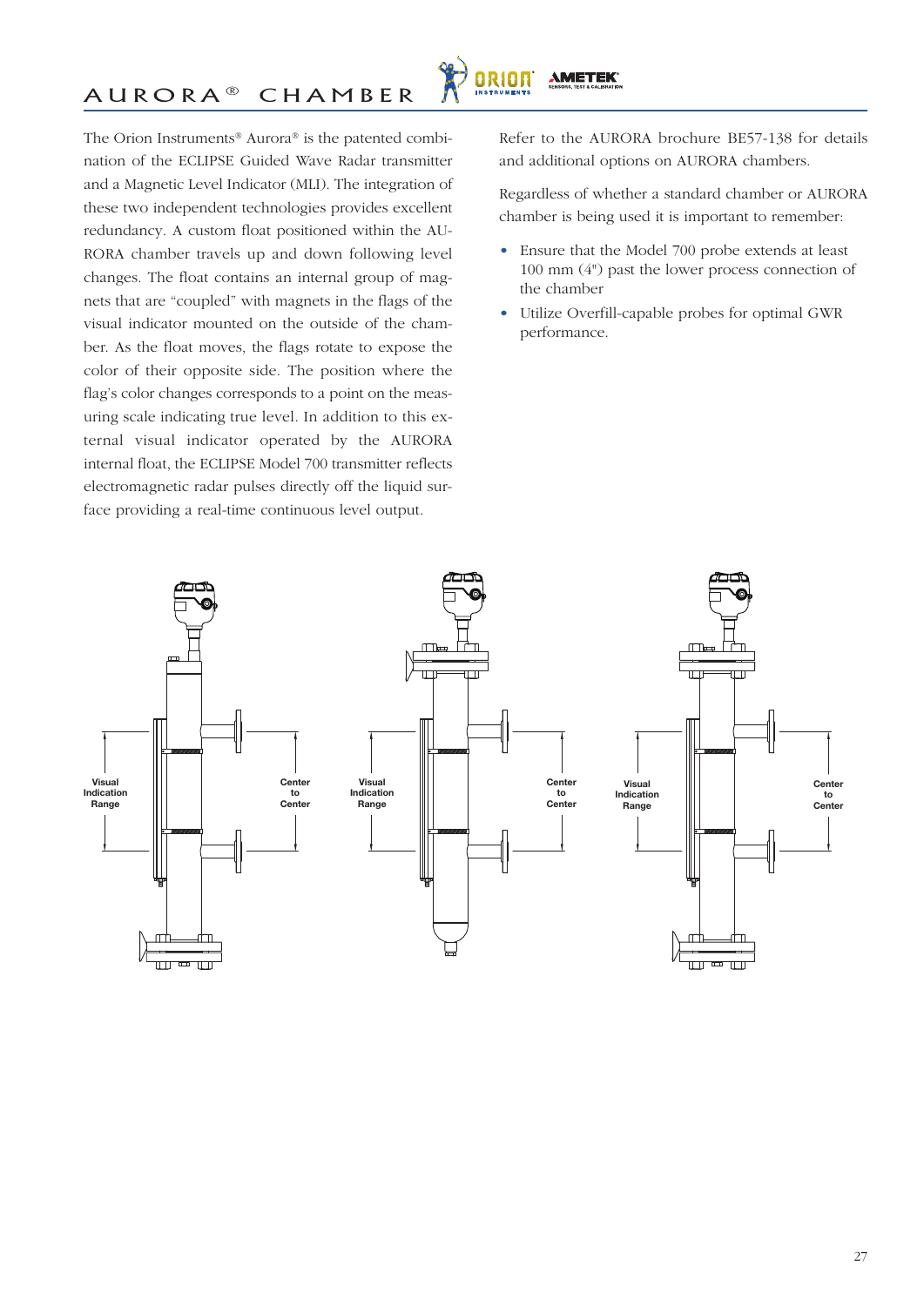# AURORA® CHAMBER

The Orion Instruments® Aurora® is the patented combination of the ECLIPSE Guided Wave Radar transmitter and a Magnetic Level Indicator (MLI). The integration of these two independent technologies provides excellent redundancy. A custom float positioned within the AURORA chamber travels up and down following level changes. The float contains an internal group of magnets that are "coupled" with magnets in the flags of the visual indicator mounted on the outside of the chamber. As the float moves, the flags rotate to expose the color of their opposite side. The position where the flag's color changes corresponds to a point on the measuring scale indicating true level. In addition to this external visual indicator operated by the AURORA internal float, the ECLIPSE Model 700 transmitter reflects electromagnetic radar pulses directly off the liquid surface providing a real-time continuous level output.

Refer to the AURORA brochure BE57-138 for details and additional options on AURORA chambers.

Regardless of whether a standard chamber or AURORA chamber is being used it is important to remember:

- Ensure that the Model 700 probe extends at least 100 mm (4") past the lower process connection of the chamber
- Utilize Overfill-capable probes for optimal GWR performance.

Visual Indication Range | Center to Center

Visual Indication Range | Center to Center

Visual Indication Range | Center to Center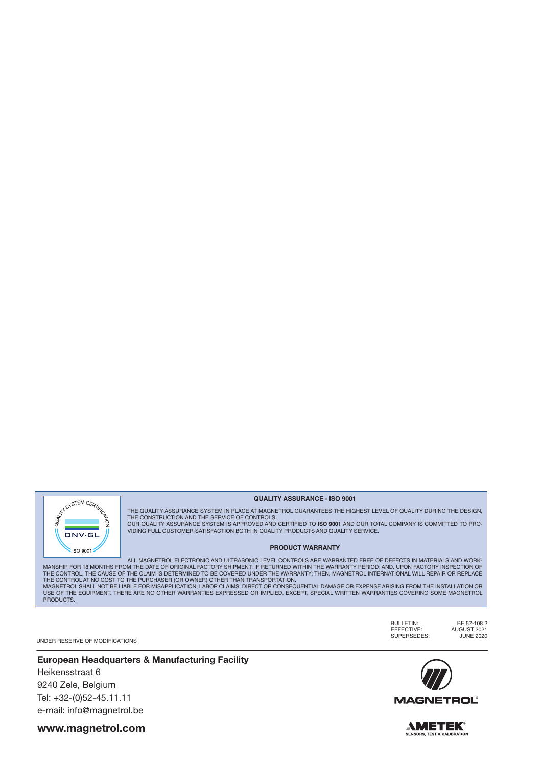**QUALITY ASSURANCE - ISO 9001**

THE QUALITY ASSURANCE SYSTEM IN PLACE AT MAGNETROL GUARANTEES THE HIGHEST LEVEL OF QUALITY DURING THE DESIGN, THE CONSTRUCTION AND THE SERVICE OF CONTROLS.
OUR QUALITY ASSURANCE SYSTEM IS APPROVED AND CERTIFIED TO **ISO 9001** AND OUR TOTAL COMPANY IS COMMITTED TO PROVIDING FULL CUSTOMER SATISFACTION BOTH IN QUALITY PRODUCTS AND QUALITY SERVICE.

**PRODUCT WARRANTY**

ALL MAGNETROL ELECTRONIC AND ULTRASONIC LEVEL CONTROLS ARE WARRANTED FREE OF DEFECTS IN MATERIALS AND WORKMANSHIP FOR 18 MONTHS FROM THE DATE OF ORIGINAL FACTORY SHIPMENT. IF RETURNED WITHIN THE WARRANTY PERIOD; AND, UPON FACTORY INSPECTION OF THE CONTROL, THE CAUSE OF THE CLAIM IS DETERMINED TO BE COVERED UNDER THE WARRANTY; THEN, MAGNETROL INTERNATIONAL WILL REPAIR OR REPLACE THE CONTROL AT NO COST TO THE PURCHASER (OR OWNER) OTHER THAN TRANSPORTATION.
MAGNETROL SHALL NOT BE LIABLE FOR MISAPPLICATION, LABOR CLAIMS, DIRECT OR CONSEQUENTIAL DAMAGE OR EXPENSE ARISING FROM THE INSTALLATION OR USE OF THE EQUIPMENT. THERE ARE NO OTHER WARRANTIES EXPRESSED OR IMPLIED, EXCEPT, SPECIAL WRITTEN WARRANTIES COVERING SOME MAGNETROL PRODUCTS.

| | |
|---|---|
| BULLETIN: | BE 57-108.2 |
| EFFECTIVE: | AUGUST 2021 |
| SUPERSEDES: | JUNE 2020 |

UNDER RESERVE OF MODIFICATIONS

**European Headquarters & Manufacturing Facility**
Heikensstraat 6
9240 Zele, Belgium
Tel: +32-(0)52-45.11.11
e-mail: info@magnetrol.be

**www.magnetrol.com**